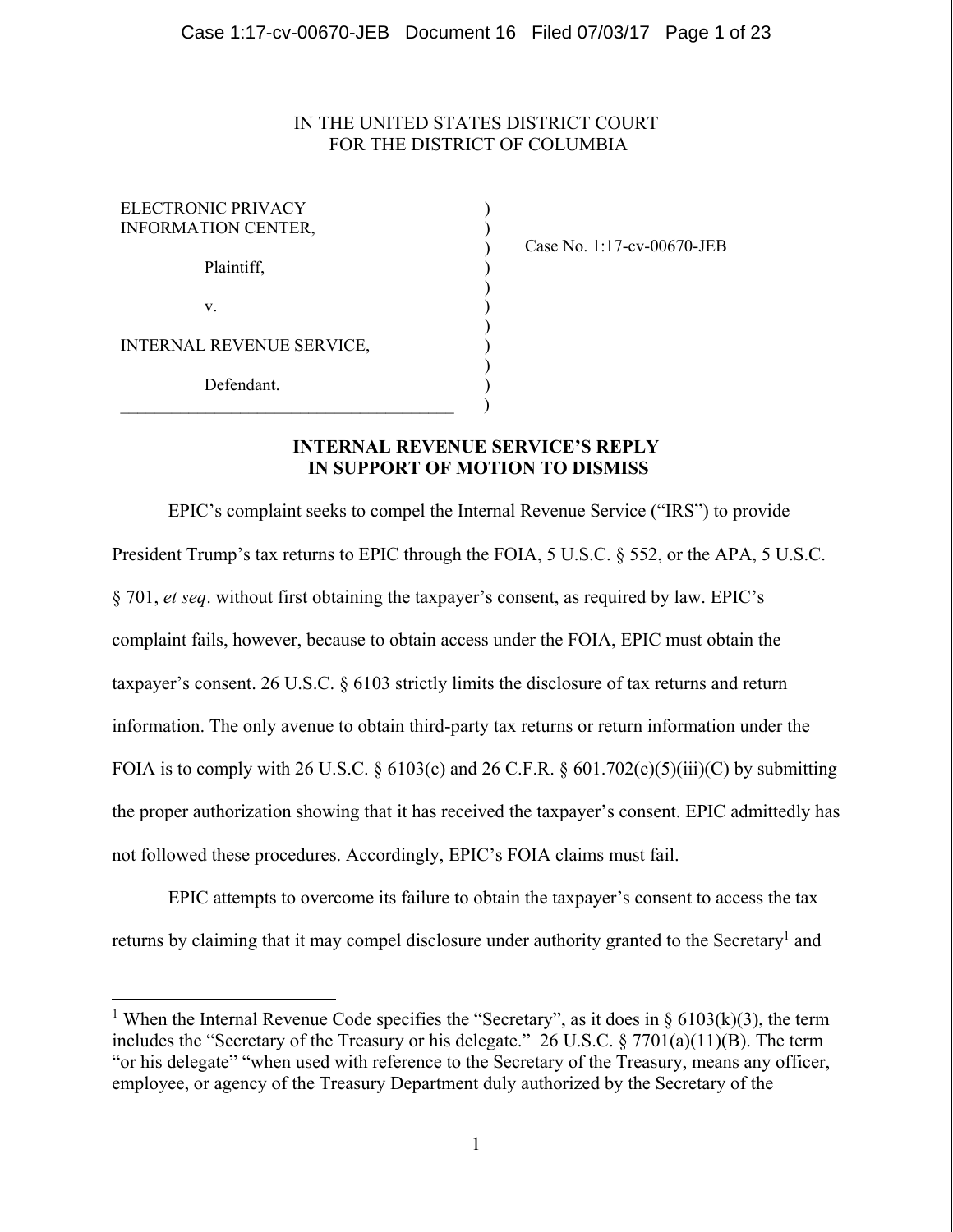IN THE UNITED STATES DISTRICT COURT
FOR THE DISTRICT OF COLUMBIA

| | |
|---|---|
| ELECTRONIC PRIVACY INFORMATION CENTER, | |
| Plaintiff, | Case No. 1:17-cv-00670-JEB |
| v. | |
| INTERNAL REVENUE SERVICE, | |
| Defendant. | |

**INTERNAL REVENUE SERVICE'S REPLY IN SUPPORT OF MOTION TO DISMISS**

EPIC's complaint seeks to compel the Internal Revenue Service ("IRS") to provide President Trump's tax returns to EPIC through the FOIA, 5 U.S.C. § 552, or the APA, 5 U.S.C. § 701, *et seq*. without first obtaining the taxpayer's consent, as required by law. EPIC's complaint fails, however, because to obtain access under the FOIA, EPIC must obtain the taxpayer's consent. 26 U.S.C. § 6103 strictly limits the disclosure of tax returns and return information. The only avenue to obtain third-party tax returns or return information under the FOIA is to comply with 26 U.S.C. § 6103(c) and 26 C.F.R. § 601.702(c)(5)(iii)(C) by submitting the proper authorization showing that it has received the taxpayer's consent. EPIC admittedly has not followed these procedures. Accordingly, EPIC's FOIA claims must fail.

EPIC attempts to overcome its failure to obtain the taxpayer's consent to access the tax returns by claiming that it may compel disclosure under authority granted to the Secretary[1] and

[1] When the Internal Revenue Code specifies the "Secretary", as it does in § 6103(k)(3), the term includes the "Secretary of the Treasury or his delegate." 26 U.S.C. § 7701(a)(11)(B). The term "or his delegate" "when used with reference to the Secretary of the Treasury, means any officer, employee, or agency of the Treasury Department duly authorized by the Secretary of the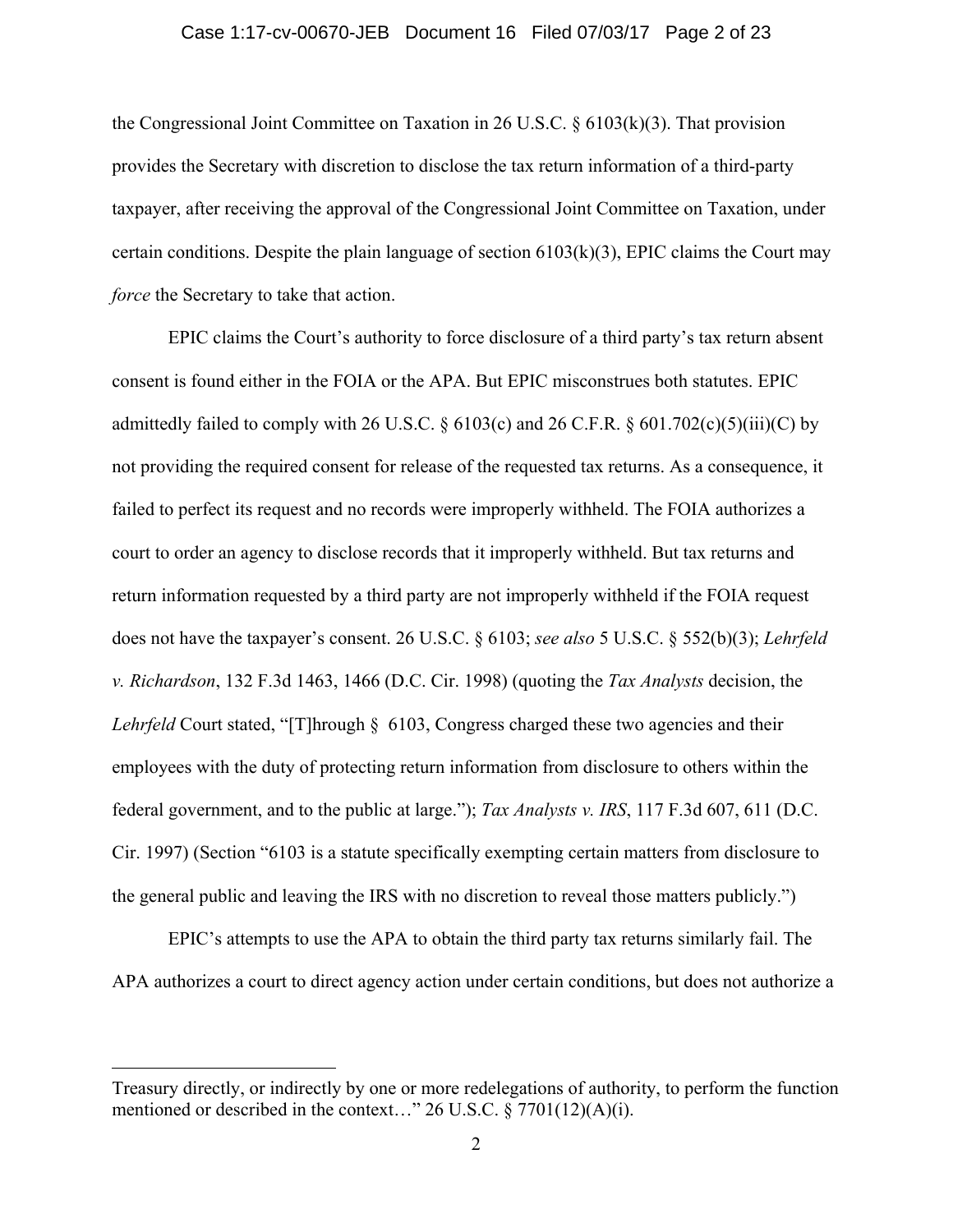the Congressional Joint Committee on Taxation in 26 U.S.C. § 6103(k)(3). That provision provides the Secretary with discretion to disclose the tax return information of a third-party taxpayer, after receiving the approval of the Congressional Joint Committee on Taxation, under certain conditions. Despite the plain language of section 6103(k)(3), EPIC claims the Court may *force* the Secretary to take that action.

EPIC claims the Court's authority to force disclosure of a third party's tax return absent consent is found either in the FOIA or the APA. But EPIC misconstrues both statutes. EPIC admittedly failed to comply with 26 U.S.C. § 6103(c) and 26 C.F.R. § 601.702(c)(5)(iii)(C) by not providing the required consent for release of the requested tax returns. As a consequence, it failed to perfect its request and no records were improperly withheld. The FOIA authorizes a court to order an agency to disclose records that it improperly withheld. But tax returns and return information requested by a third party are not improperly withheld if the FOIA request does not have the taxpayer's consent. 26 U.S.C. § 6103; *see also* 5 U.S.C. § 552(b)(3); *Lehrfeld v. Richardson*, 132 F.3d 1463, 1466 (D.C. Cir. 1998) (quoting the *Tax Analysts* decision, the *Lehrfeld* Court stated, "[T]hrough § 6103, Congress charged these two agencies and their employees with the duty of protecting return information from disclosure to others within the federal government, and to the public at large."); *Tax Analysts v. IRS*, 117 F.3d 607, 611 (D.C. Cir. 1997) (Section "6103 is a statute specifically exempting certain matters from disclosure to the general public and leaving the IRS with no discretion to reveal those matters publicly.")

EPIC's attempts to use the APA to obtain the third party tax returns similarly fail. The APA authorizes a court to direct agency action under certain conditions, but does not authorize a

---

Treasury directly, or indirectly by one or more redelegations of authority, to perform the function mentioned or described in the context…" 26 U.S.C. § 7701(12)(A)(i).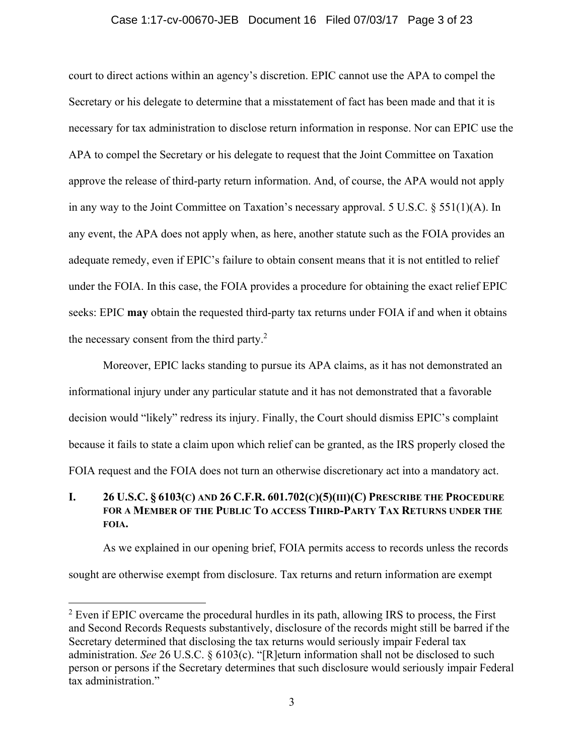court to direct actions within an agency's discretion. EPIC cannot use the APA to compel the Secretary or his delegate to determine that a misstatement of fact has been made and that it is necessary for tax administration to disclose return information in response. Nor can EPIC use the APA to compel the Secretary or his delegate to request that the Joint Committee on Taxation approve the release of third-party return information. And, of course, the APA would not apply in any way to the Joint Committee on Taxation's necessary approval. 5 U.S.C. § 551(1)(A). In any event, the APA does not apply when, as here, another statute such as the FOIA provides an adequate remedy, even if EPIC's failure to obtain consent means that it is not entitled to relief under the FOIA. In this case, the FOIA provides a procedure for obtaining the exact relief EPIC seeks: EPIC **may** obtain the requested third-party tax returns under FOIA if and when it obtains the necessary consent from the third party.[2]

Moreover, EPIC lacks standing to pursue its APA claims, as it has not demonstrated an informational injury under any particular statute and it has not demonstrated that a favorable decision would "likely" redress its injury. Finally, the Court should dismiss EPIC's complaint because it fails to state a claim upon which relief can be granted, as the IRS properly closed the FOIA request and the FOIA does not turn an otherwise discretionary act into a mandatory act.

## I. 26 U.S.C. § 6103(c) and 26 C.F.R. 601.702(c)(5)(iii)(C) Prescribe the Procedure for a Member of the Public To access Third-Party Tax Returns under the FOIA.

As we explained in our opening brief, FOIA permits access to records unless the records sought are otherwise exempt from disclosure. Tax returns and return information are exempt

[2] Even if EPIC overcame the procedural hurdles in its path, allowing IRS to process, the First and Second Records Requests substantively, disclosure of the records might still be barred if the Secretary determined that disclosing the tax returns would seriously impair Federal tax administration. *See* 26 U.S.C. § 6103(c). "[R]eturn information shall not be disclosed to such person or persons if the Secretary determines that such disclosure would seriously impair Federal tax administration."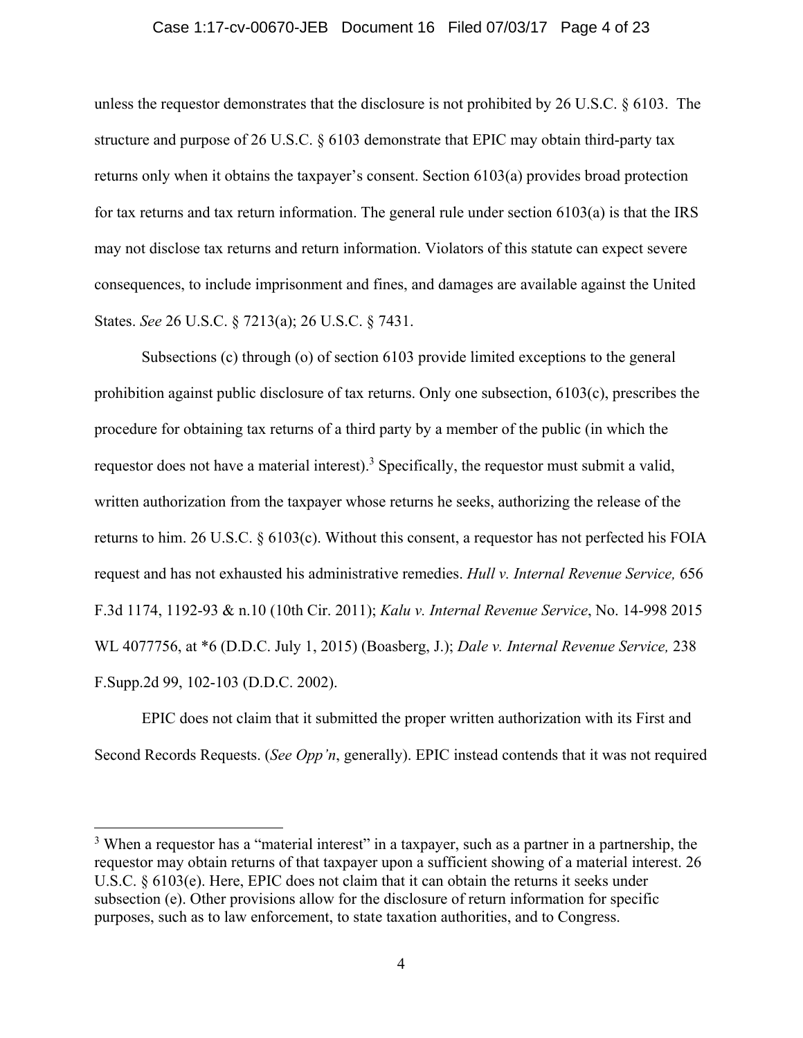unless the requestor demonstrates that the disclosure is not prohibited by 26 U.S.C. § 6103. The structure and purpose of 26 U.S.C. § 6103 demonstrate that EPIC may obtain third-party tax returns only when it obtains the taxpayer's consent. Section 6103(a) provides broad protection for tax returns and tax return information. The general rule under section 6103(a) is that the IRS may not disclose tax returns and return information. Violators of this statute can expect severe consequences, to include imprisonment and fines, and damages are available against the United States. *See* 26 U.S.C. § 7213(a); 26 U.S.C. § 7431.

Subsections (c) through (o) of section 6103 provide limited exceptions to the general prohibition against public disclosure of tax returns. Only one subsection, 6103(c), prescribes the procedure for obtaining tax returns of a third party by a member of the public (in which the requestor does not have a material interest).[3] Specifically, the requestor must submit a valid, written authorization from the taxpayer whose returns he seeks, authorizing the release of the returns to him. 26 U.S.C. § 6103(c). Without this consent, a requestor has not perfected his FOIA request and has not exhausted his administrative remedies. *Hull v. Internal Revenue Service,* 656 F.3d 1174, 1192-93 & n.10 (10th Cir. 2011); *Kalu v. Internal Revenue Service*, No. 14-998 2015 WL 4077756, at *6 (D.D.C. July 1, 2015) (Boasberg, J.); *Dale v. Internal Revenue Service,* 238 F.Supp.2d 99, 102-103 (D.D.C. 2002).

EPIC does not claim that it submitted the proper written authorization with its First and Second Records Requests. (*See Opp'n*, generally). EPIC instead contends that it was not required

---

[3] When a requestor has a "material interest" in a taxpayer, such as a partner in a partnership, the requestor may obtain returns of that taxpayer upon a sufficient showing of a material interest. 26 U.S.C. § 6103(e). Here, EPIC does not claim that it can obtain the returns it seeks under subsection (e). Other provisions allow for the disclosure of return information for specific purposes, such as to law enforcement, to state taxation authorities, and to Congress.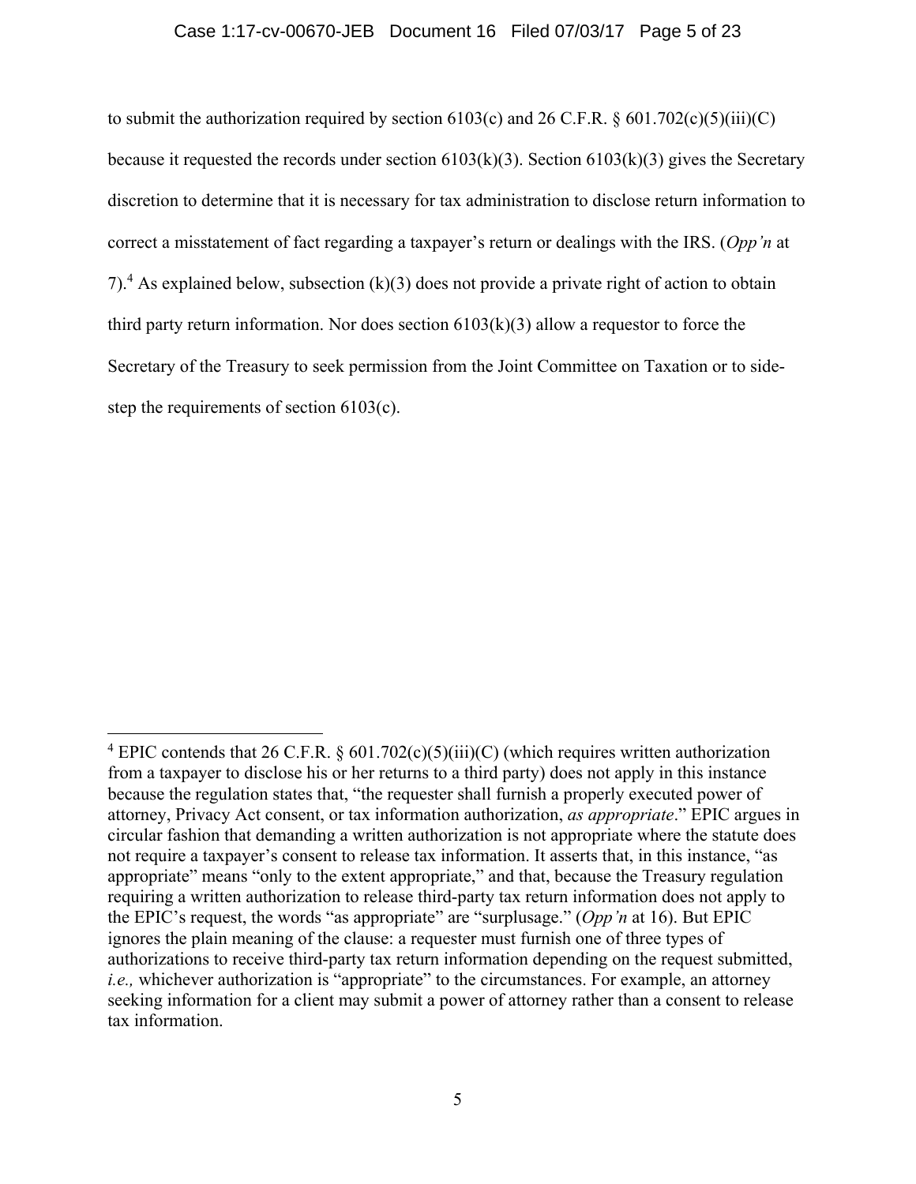to submit the authorization required by section 6103(c) and 26 C.F.R. § 601.702(c)(5)(iii)(C) because it requested the records under section 6103(k)(3). Section 6103(k)(3) gives the Secretary discretion to determine that it is necessary for tax administration to disclose return information to correct a misstatement of fact regarding a taxpayer's return or dealings with the IRS. (*Opp'n* at 7).[4] As explained below, subsection (k)(3) does not provide a private right of action to obtain third party return information. Nor does section 6103(k)(3) allow a requestor to force the Secretary of the Treasury to seek permission from the Joint Committee on Taxation or to side-step the requirements of section 6103(c).

---

[4] EPIC contends that 26 C.F.R. § 601.702(c)(5)(iii)(C) (which requires written authorization from a taxpayer to disclose his or her returns to a third party) does not apply in this instance because the regulation states that, "the requester shall furnish a properly executed power of attorney, Privacy Act consent, or tax information authorization, *as appropriate*." EPIC argues in circular fashion that demanding a written authorization is not appropriate where the statute does not require a taxpayer's consent to release tax information. It asserts that, in this instance, "as appropriate" means "only to the extent appropriate," and that, because the Treasury regulation requiring a written authorization to release third-party tax return information does not apply to the EPIC's request, the words "as appropriate" are "surplusage." (*Opp'n* at 16). But EPIC ignores the plain meaning of the clause: a requester must furnish one of three types of authorizations to receive third-party tax return information depending on the request submitted, *i.e.,* whichever authorization is "appropriate" to the circumstances. For example, an attorney seeking information for a client may submit a power of attorney rather than a consent to release tax information.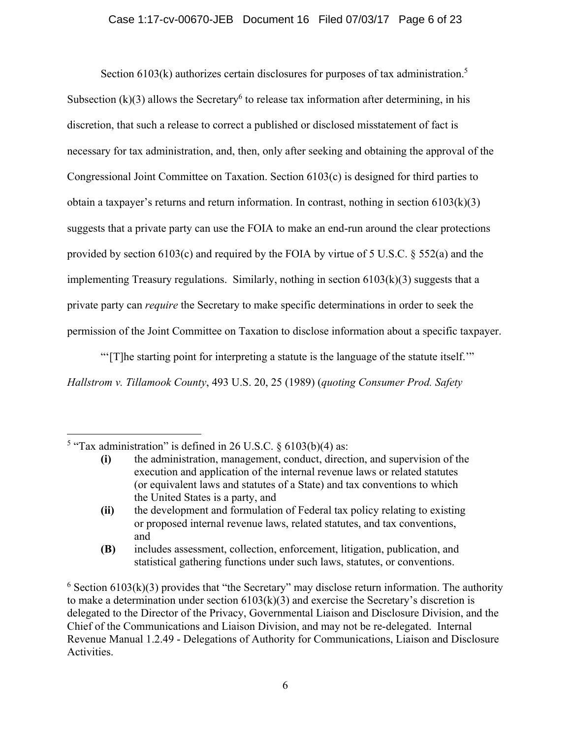Section 6103(k) authorizes certain disclosures for purposes of tax administration.[5] Subsection (k)(3) allows the Secretary[6] to release tax information after determining, in his discretion, that such a release to correct a published or disclosed misstatement of fact is necessary for tax administration, and, then, only after seeking and obtaining the approval of the Congressional Joint Committee on Taxation. Section 6103(c) is designed for third parties to obtain a taxpayer's returns and return information. In contrast, nothing in section 6103(k)(3) suggests that a private party can use the FOIA to make an end-run around the clear protections provided by section 6103(c) and required by the FOIA by virtue of 5 U.S.C. § 552(a) and the implementing Treasury regulations. Similarly, nothing in section 6103(k)(3) suggests that a private party can *require* the Secretary to make specific determinations in order to seek the permission of the Joint Committee on Taxation to disclose information about a specific taxpayer.

"'[T]he starting point for interpreting a statute is the language of the statute itself.'" *Hallstrom v. Tillamook County*, 493 U.S. 20, 25 (1989) (*quoting Consumer Prod. Safety*

---

[5] "Tax administration" is defined in 26 U.S.C. § 6103(b)(4) as:

- **(i)** the administration, management, conduct, direction, and supervision of the execution and application of the internal revenue laws or related statutes (or equivalent laws and statutes of a State) and tax conventions to which the United States is a party, and
- **(ii)** the development and formulation of Federal tax policy relating to existing or proposed internal revenue laws, related statutes, and tax conventions, and
- **(B)** includes assessment, collection, enforcement, litigation, publication, and statistical gathering functions under such laws, statutes, or conventions.

[6] Section 6103(k)(3) provides that "the Secretary" may disclose return information. The authority to make a determination under section 6103(k)(3) and exercise the Secretary's discretion is delegated to the Director of the Privacy, Governmental Liaison and Disclosure Division, and the Chief of the Communications and Liaison Division, and may not be re-delegated. Internal Revenue Manual 1.2.49 - Delegations of Authority for Communications, Liaison and Disclosure Activities.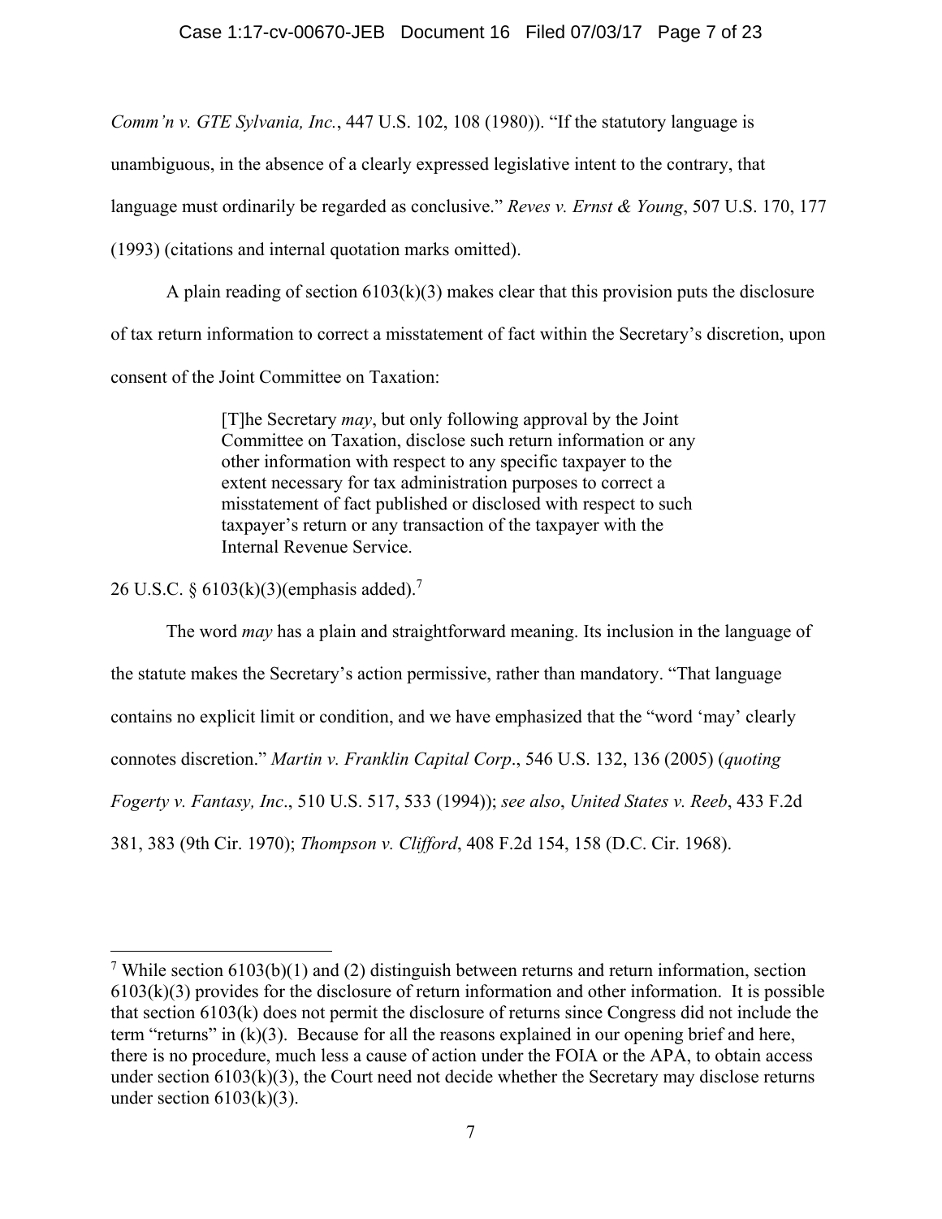*Comm'n v. GTE Sylvania, Inc.*, 447 U.S. 102, 108 (1980)). "If the statutory language is unambiguous, in the absence of a clearly expressed legislative intent to the contrary, that language must ordinarily be regarded as conclusive." *Reves v. Ernst & Young*, 507 U.S. 170, 177 (1993) (citations and internal quotation marks omitted).

A plain reading of section 6103(k)(3) makes clear that this provision puts the disclosure of tax return information to correct a misstatement of fact within the Secretary's discretion, upon consent of the Joint Committee on Taxation:

> [T]he Secretary *may*, but only following approval by the Joint Committee on Taxation, disclose such return information or any other information with respect to any specific taxpayer to the extent necessary for tax administration purposes to correct a misstatement of fact published or disclosed with respect to such taxpayer's return or any transaction of the taxpayer with the Internal Revenue Service.

26 U.S.C. § 6103(k)(3)(emphasis added).[7]

The word *may* has a plain and straightforward meaning. Its inclusion in the language of the statute makes the Secretary's action permissive, rather than mandatory. "That language contains no explicit limit or condition, and we have emphasized that the "word 'may' clearly connotes discretion." *Martin v. Franklin Capital Corp*., 546 U.S. 132, 136 (2005) (*quoting Fogerty v. Fantasy, Inc*., 510 U.S. 517, 533 (1994)); *see also*, *United States v. Reeb*, 433 F.2d 381, 383 (9th Cir. 1970); *Thompson v. Clifford*, 408 F.2d 154, 158 (D.C. Cir. 1968).

---

[7] While section 6103(b)(1) and (2) distinguish between returns and return information, section 6103(k)(3) provides for the disclosure of return information and other information. It is possible that section 6103(k) does not permit the disclosure of returns since Congress did not include the term "returns" in (k)(3). Because for all the reasons explained in our opening brief and here, there is no procedure, much less a cause of action under the FOIA or the APA, to obtain access under section 6103(k)(3), the Court need not decide whether the Secretary may disclose returns under section 6103(k)(3).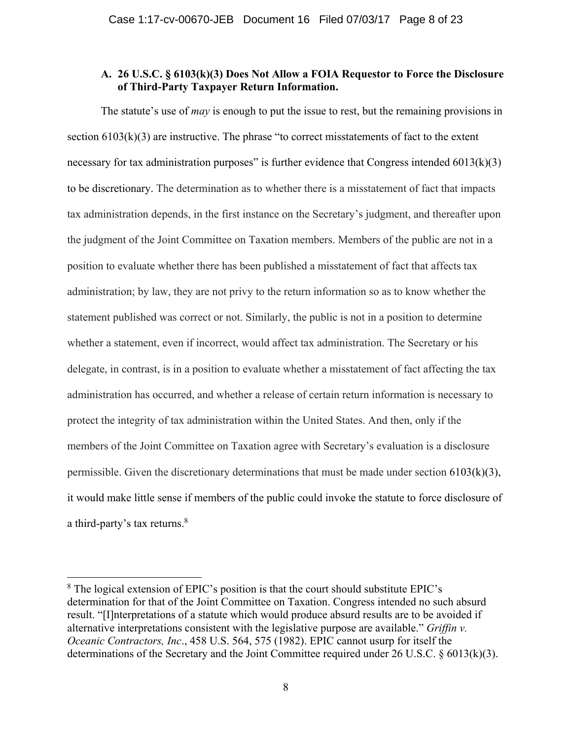### A. 26 U.S.C. § 6103(k)(3) Does Not Allow a FOIA Requestor to Force the Disclosure of Third-Party Taxpayer Return Information.

The statute's use of *may* is enough to put the issue to rest, but the remaining provisions in section 6103(k)(3) are instructive. The phrase "to correct misstatements of fact to the extent necessary for tax administration purposes" is further evidence that Congress intended 6013(k)(3) to be discretionary. The determination as to whether there is a misstatement of fact that impacts tax administration depends, in the first instance on the Secretary's judgment, and thereafter upon the judgment of the Joint Committee on Taxation members. Members of the public are not in a position to evaluate whether there has been published a misstatement of fact that affects tax administration; by law, they are not privy to the return information so as to know whether the statement published was correct or not. Similarly, the public is not in a position to determine whether a statement, even if incorrect, would affect tax administration. The Secretary or his delegate, in contrast, is in a position to evaluate whether a misstatement of fact affecting the tax administration has occurred, and whether a release of certain return information is necessary to protect the integrity of tax administration within the United States. And then, only if the members of the Joint Committee on Taxation agree with Secretary's evaluation is a disclosure permissible. Given the discretionary determinations that must be made under section 6103(k)(3), it would make little sense if members of the public could invoke the statute to force disclosure of a third-party's tax returns.[8]

---

[8] The logical extension of EPIC's position is that the court should substitute EPIC's determination for that of the Joint Committee on Taxation. Congress intended no such absurd result. "[I]nterpretations of a statute which would produce absurd results are to be avoided if alternative interpretations consistent with the legislative purpose are available." *Griffin v. Oceanic Contractors, Inc*., 458 U.S. 564, 575 (1982). EPIC cannot usurp for itself the determinations of the Secretary and the Joint Committee required under 26 U.S.C. § 6013(k)(3).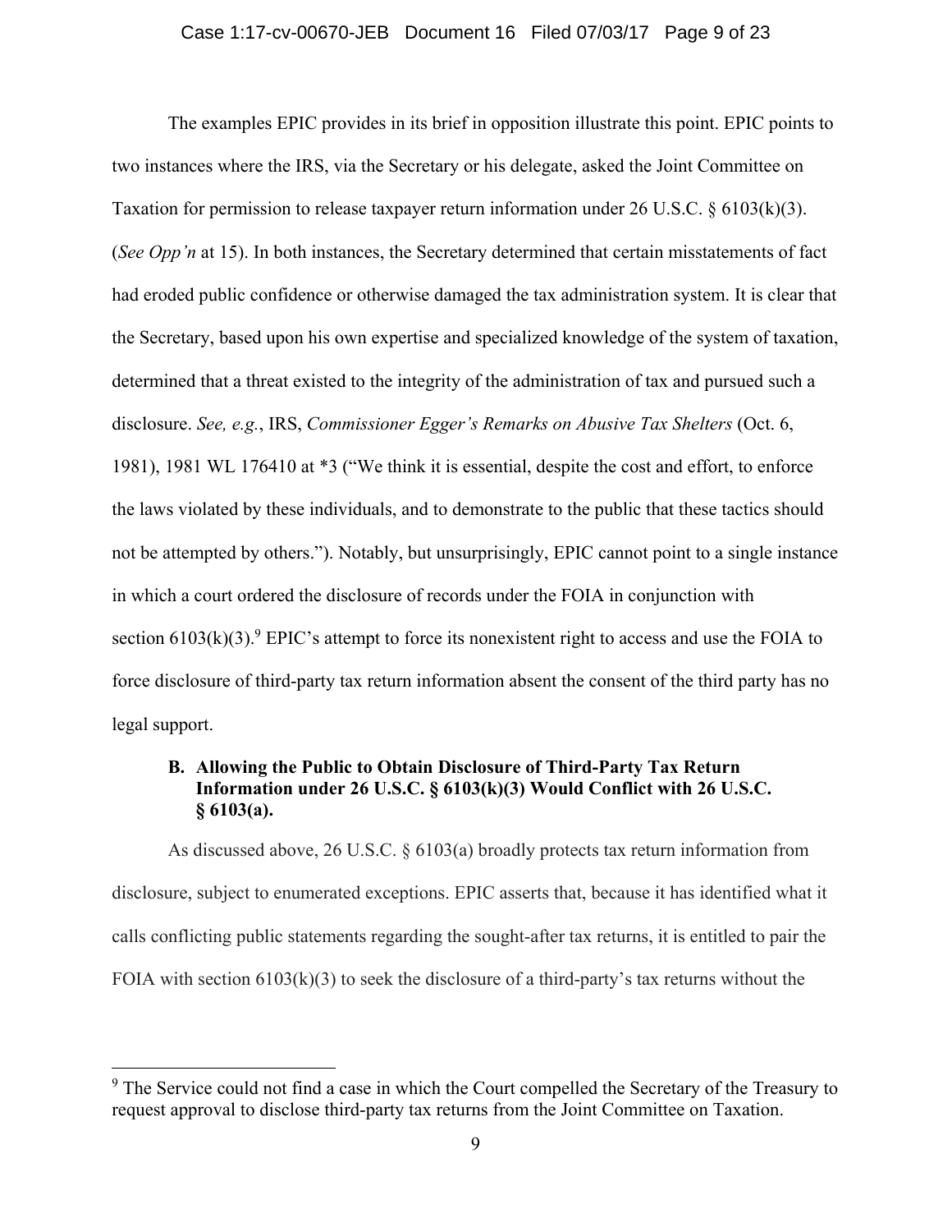The examples EPIC provides in its brief in opposition illustrate this point. EPIC points to two instances where the IRS, via the Secretary or his delegate, asked the Joint Committee on Taxation for permission to release taxpayer return information under 26 U.S.C. § 6103(k)(3). (*See Opp'n* at 15). In both instances, the Secretary determined that certain misstatements of fact had eroded public confidence or otherwise damaged the tax administration system. It is clear that the Secretary, based upon his own expertise and specialized knowledge of the system of taxation, determined that a threat existed to the integrity of the administration of tax and pursued such a disclosure. *See, e.g.*, IRS, *Commissioner Egger's Remarks on Abusive Tax Shelters* (Oct. 6, 1981), 1981 WL 176410 at *3 ("We think it is essential, despite the cost and effort, to enforce the laws violated by these individuals, and to demonstrate to the public that these tactics should not be attempted by others."). Notably, but unsurprisingly, EPIC cannot point to a single instance in which a court ordered the disclosure of records under the FOIA in conjunction with section 6103(k)(3).[9] EPIC's attempt to force its nonexistent right to access and use the FOIA to force disclosure of third-party tax return information absent the consent of the third party has no legal support.

### B. Allowing the Public to Obtain Disclosure of Third-Party Tax Return Information under 26 U.S.C. § 6103(k)(3) Would Conflict with 26 U.S.C. § 6103(a).

As discussed above, 26 U.S.C. § 6103(a) broadly protects tax return information from disclosure, subject to enumerated exceptions. EPIC asserts that, because it has identified what it calls conflicting public statements regarding the sought-after tax returns, it is entitled to pair the FOIA with section 6103(k)(3) to seek the disclosure of a third-party's tax returns without the

---

[9] The Service could not find a case in which the Court compelled the Secretary of the Treasury to request approval to disclose third-party tax returns from the Joint Committee on Taxation.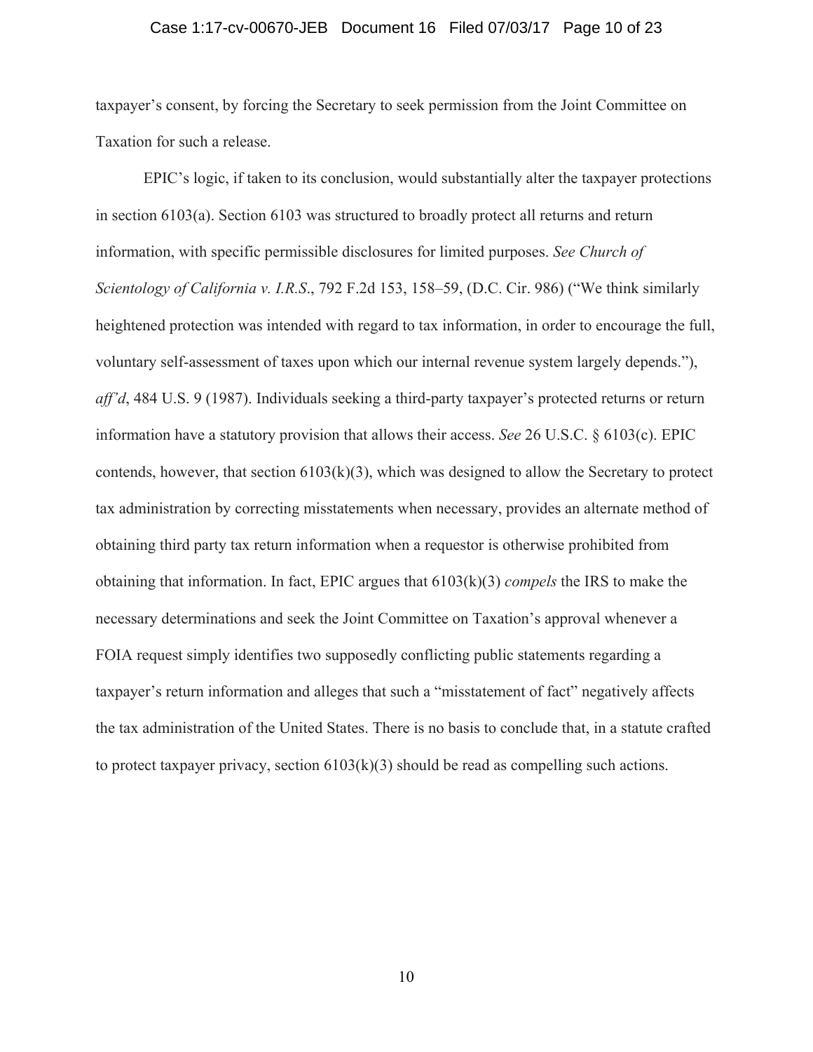taxpayer's consent, by forcing the Secretary to seek permission from the Joint Committee on Taxation for such a release.

EPIC's logic, if taken to its conclusion, would substantially alter the taxpayer protections in section 6103(a). Section 6103 was structured to broadly protect all returns and return information, with specific permissible disclosures for limited purposes. *See Church of Scientology of California v. I.R.S.*, 792 F.2d 153, 158–59, (D.C. Cir. 986) ("We think similarly heightened protection was intended with regard to tax information, in order to encourage the full, voluntary self-assessment of taxes upon which our internal revenue system largely depends."), *aff'd*, 484 U.S. 9 (1987). Individuals seeking a third-party taxpayer's protected returns or return information have a statutory provision that allows their access. *See* 26 U.S.C. § 6103(c). EPIC contends, however, that section 6103(k)(3), which was designed to allow the Secretary to protect tax administration by correcting misstatements when necessary, provides an alternate method of obtaining third party tax return information when a requestor is otherwise prohibited from obtaining that information. In fact, EPIC argues that 6103(k)(3) *compels* the IRS to make the necessary determinations and seek the Joint Committee on Taxation's approval whenever a FOIA request simply identifies two supposedly conflicting public statements regarding a taxpayer's return information and alleges that such a "misstatement of fact" negatively affects the tax administration of the United States. There is no basis to conclude that, in a statute crafted to protect taxpayer privacy, section 6103(k)(3) should be read as compelling such actions.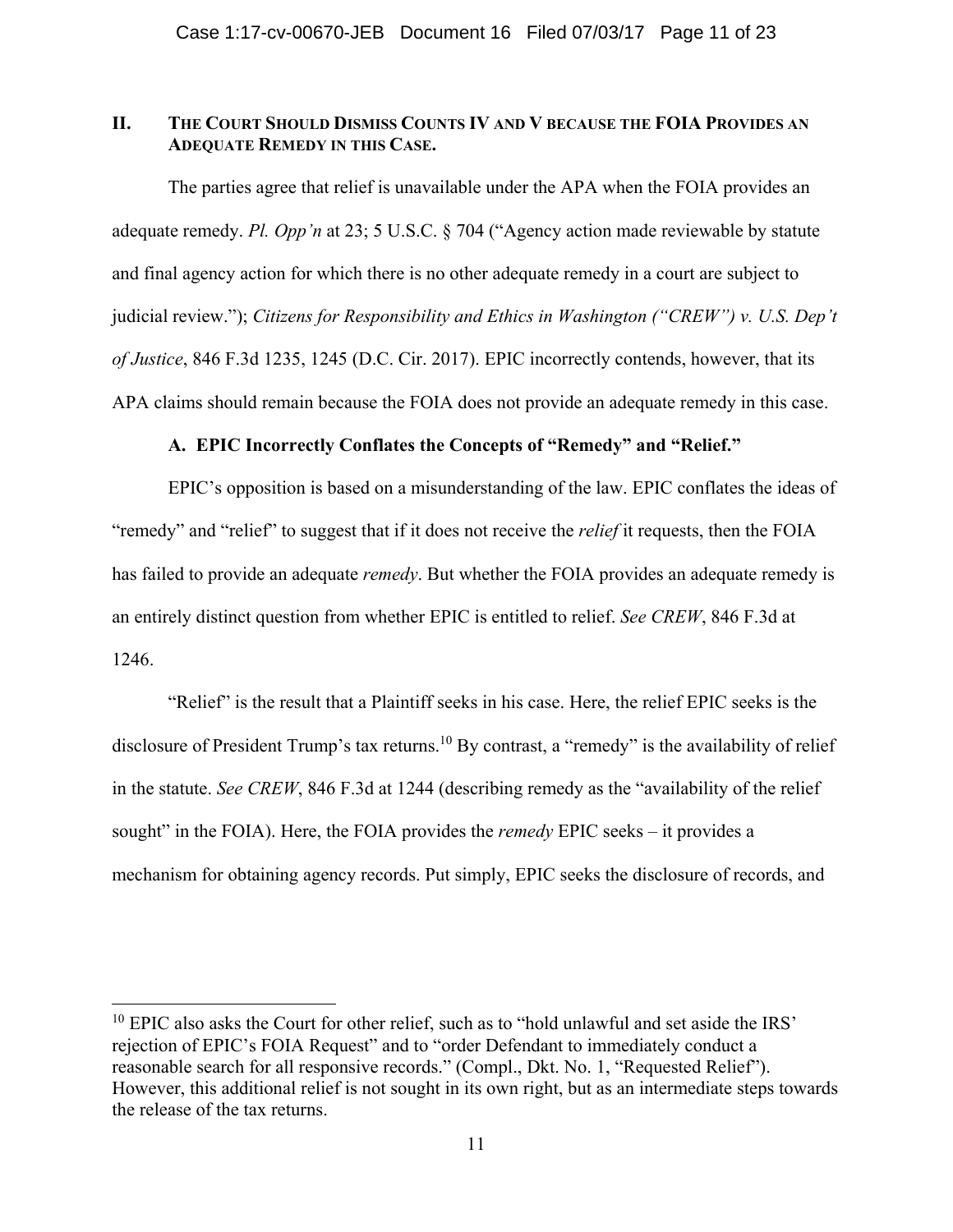## II. The Court Should Dismiss Counts IV and V because the FOIA Provides an Adequate Remedy in this Case.

The parties agree that relief is unavailable under the APA when the FOIA provides an adequate remedy. *Pl. Opp'n* at 23; 5 U.S.C. § 704 ("Agency action made reviewable by statute and final agency action for which there is no other adequate remedy in a court are subject to judicial review."); *Citizens for Responsibility and Ethics in Washington ("CREW") v. U.S. Dep't of Justice*, 846 F.3d 1235, 1245 (D.C. Cir. 2017). EPIC incorrectly contends, however, that its APA claims should remain because the FOIA does not provide an adequate remedy in this case.

### A. EPIC Incorrectly Conflates the Concepts of "Remedy" and "Relief."

EPIC's opposition is based on a misunderstanding of the law. EPIC conflates the ideas of "remedy" and "relief" to suggest that if it does not receive the *relief* it requests, then the FOIA has failed to provide an adequate *remedy*. But whether the FOIA provides an adequate remedy is an entirely distinct question from whether EPIC is entitled to relief. *See CREW*, 846 F.3d at 1246.

"Relief" is the result that a Plaintiff seeks in his case. Here, the relief EPIC seeks is the disclosure of President Trump's tax returns.[10] By contrast, a "remedy" is the availability of relief in the statute. *See CREW*, 846 F.3d at 1244 (describing remedy as the "availability of the relief sought" in the FOIA). Here, the FOIA provides the *remedy* EPIC seeks – it provides a mechanism for obtaining agency records. Put simply, EPIC seeks the disclosure of records, and

[10] EPIC also asks the Court for other relief, such as to "hold unlawful and set aside the IRS' rejection of EPIC's FOIA Request" and to "order Defendant to immediately conduct a reasonable search for all responsive records." (Compl., Dkt. No. 1, "Requested Relief"). However, this additional relief is not sought in its own right, but as an intermediate steps towards the release of the tax returns.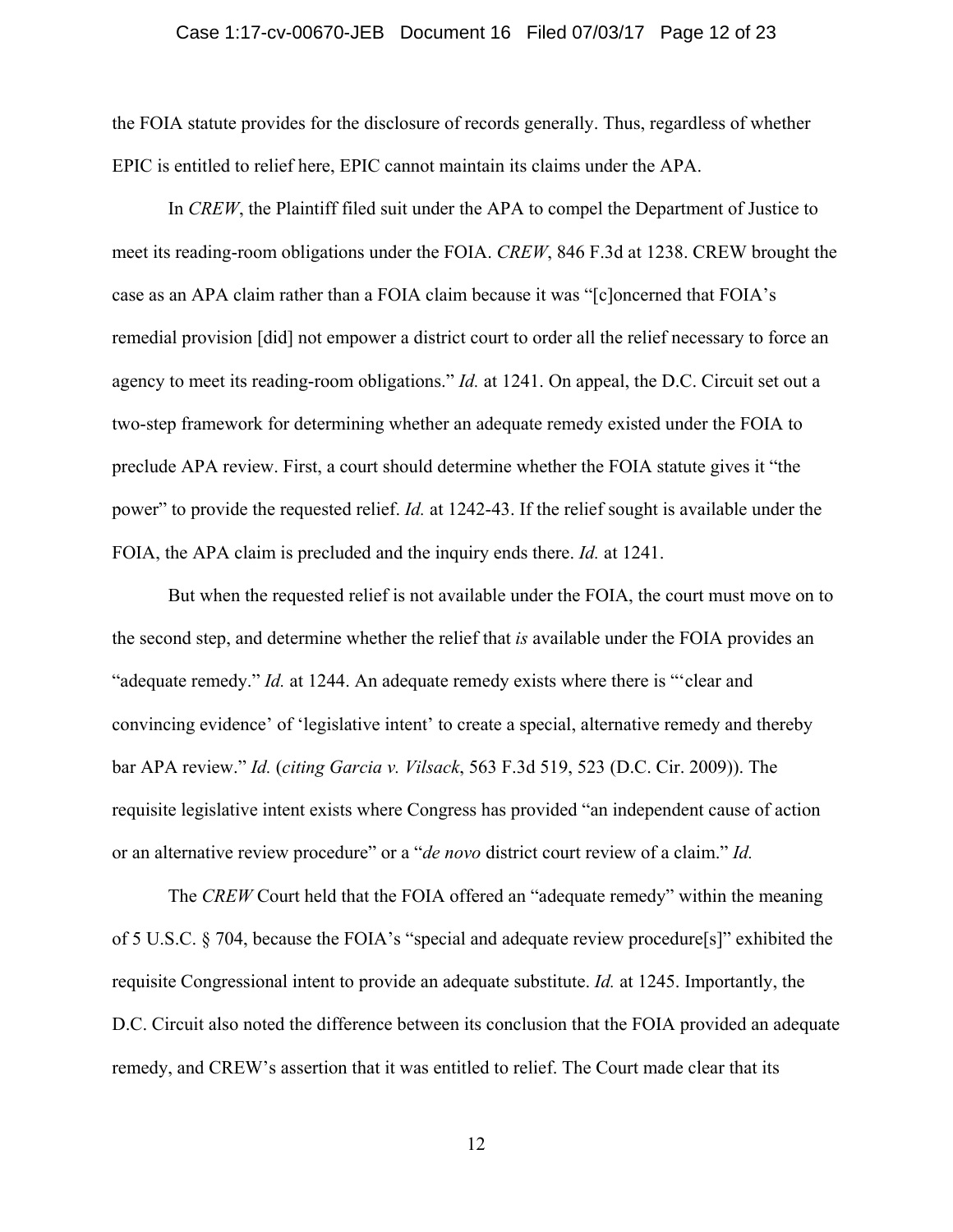the FOIA statute provides for the disclosure of records generally. Thus, regardless of whether EPIC is entitled to relief here, EPIC cannot maintain its claims under the APA.

In *CREW*, the Plaintiff filed suit under the APA to compel the Department of Justice to meet its reading-room obligations under the FOIA. *CREW*, 846 F.3d at 1238. CREW brought the case as an APA claim rather than a FOIA claim because it was "[c]oncerned that FOIA's remedial provision [did] not empower a district court to order all the relief necessary to force an agency to meet its reading-room obligations." *Id.* at 1241. On appeal, the D.C. Circuit set out a two-step framework for determining whether an adequate remedy existed under the FOIA to preclude APA review. First, a court should determine whether the FOIA statute gives it "the power" to provide the requested relief. *Id.* at 1242-43. If the relief sought is available under the FOIA, the APA claim is precluded and the inquiry ends there. *Id.* at 1241.

But when the requested relief is not available under the FOIA, the court must move on to the second step, and determine whether the relief that *is* available under the FOIA provides an "adequate remedy." *Id.* at 1244. An adequate remedy exists where there is "'clear and convincing evidence' of 'legislative intent' to create a special, alternative remedy and thereby bar APA review." *Id.* (*citing Garcia v. Vilsack*, 563 F.3d 519, 523 (D.C. Cir. 2009)). The requisite legislative intent exists where Congress has provided "an independent cause of action or an alternative review procedure" or a "*de novo* district court review of a claim." *Id.*

The *CREW* Court held that the FOIA offered an "adequate remedy" within the meaning of 5 U.S.C. § 704, because the FOIA's "special and adequate review procedure[s]" exhibited the requisite Congressional intent to provide an adequate substitute. *Id.* at 1245. Importantly, the D.C. Circuit also noted the difference between its conclusion that the FOIA provided an adequate remedy, and CREW's assertion that it was entitled to relief. The Court made clear that its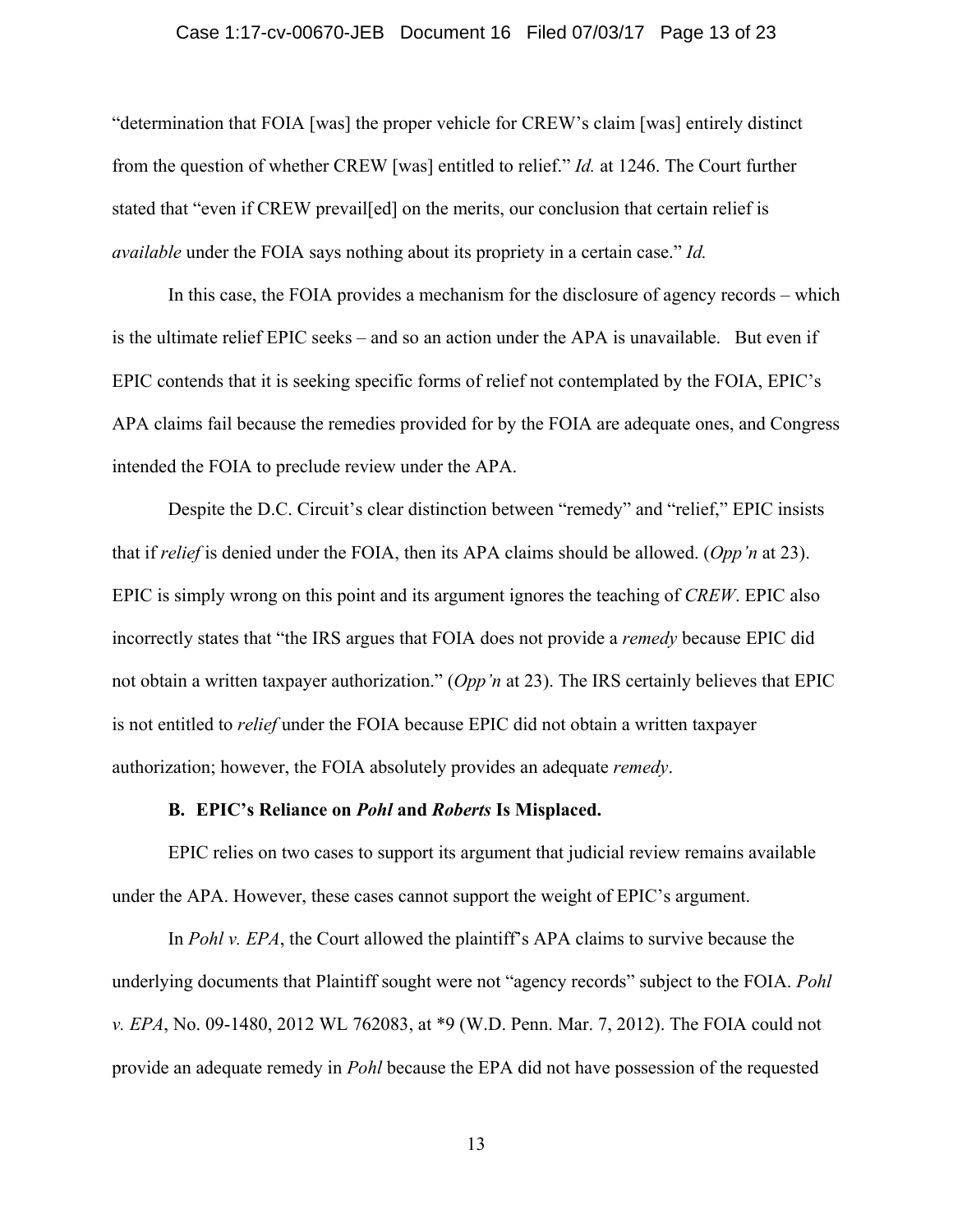"determination that FOIA [was] the proper vehicle for CREW's claim [was] entirely distinct from the question of whether CREW [was] entitled to relief." *Id.* at 1246. The Court further stated that "even if CREW prevail[ed] on the merits, our conclusion that certain relief is *available* under the FOIA says nothing about its propriety in a certain case." *Id.*

In this case, the FOIA provides a mechanism for the disclosure of agency records – which is the ultimate relief EPIC seeks – and so an action under the APA is unavailable. But even if EPIC contends that it is seeking specific forms of relief not contemplated by the FOIA, EPIC's APA claims fail because the remedies provided for by the FOIA are adequate ones, and Congress intended the FOIA to preclude review under the APA.

Despite the D.C. Circuit's clear distinction between "remedy" and "relief," EPIC insists that if *relief* is denied under the FOIA, then its APA claims should be allowed. (*Opp'n* at 23). EPIC is simply wrong on this point and its argument ignores the teaching of *CREW*. EPIC also incorrectly states that "the IRS argues that FOIA does not provide a *remedy* because EPIC did not obtain a written taxpayer authorization." (*Opp'n* at 23). The IRS certainly believes that EPIC is not entitled to *relief* under the FOIA because EPIC did not obtain a written taxpayer authorization; however, the FOIA absolutely provides an adequate *remedy*.

### B. EPIC's Reliance on *Pohl* and *Roberts* Is Misplaced.

EPIC relies on two cases to support its argument that judicial review remains available under the APA. However, these cases cannot support the weight of EPIC's argument.

In *Pohl v. EPA*, the Court allowed the plaintiff's APA claims to survive because the underlying documents that Plaintiff sought were not "agency records" subject to the FOIA. *Pohl v. EPA*, No. 09-1480, 2012 WL 762083, at *9 (W.D. Penn. Mar. 7, 2012). The FOIA could not provide an adequate remedy in *Pohl* because the EPA did not have possession of the requested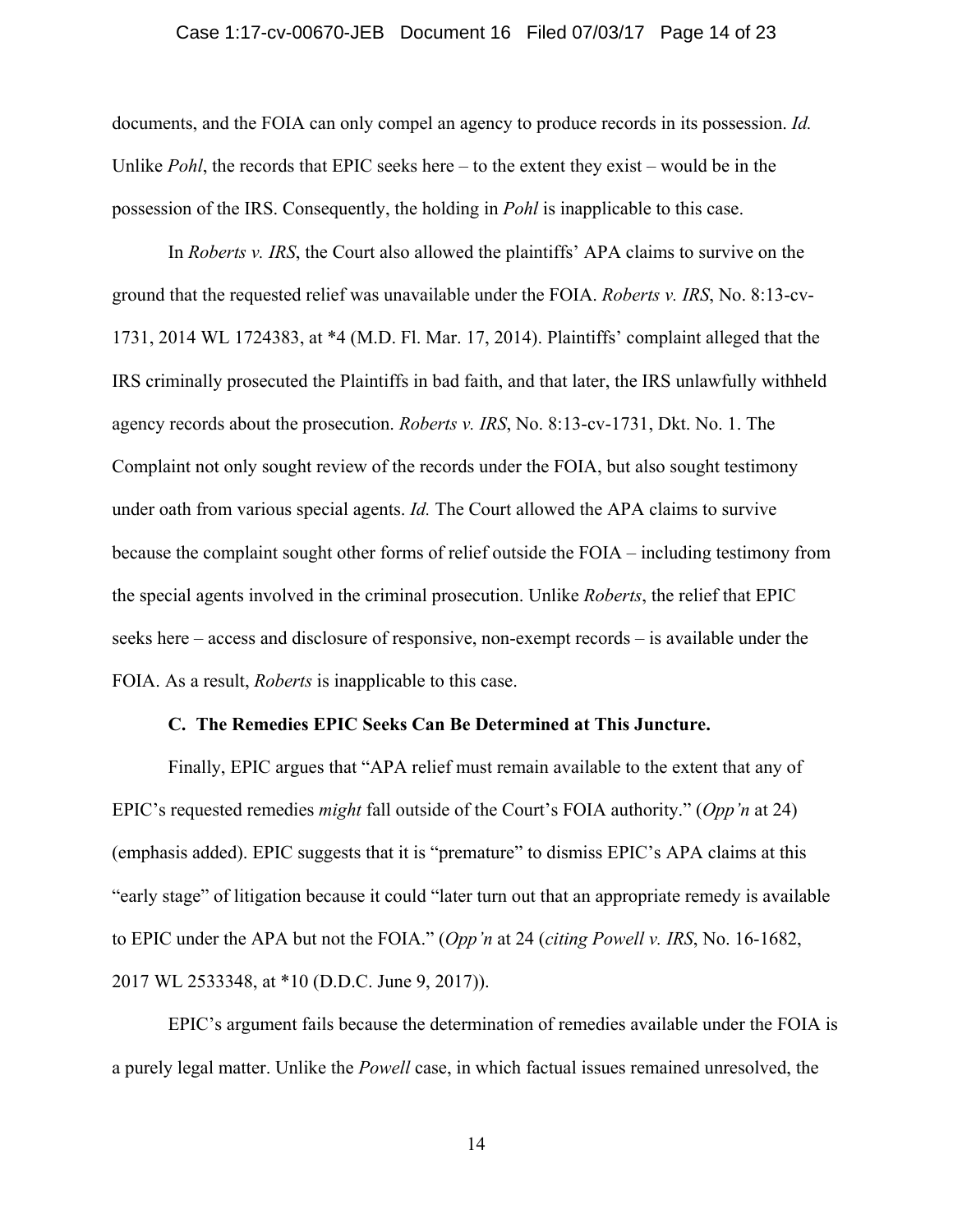documents, and the FOIA can only compel an agency to produce records in its possession. *Id.* Unlike *Pohl*, the records that EPIC seeks here – to the extent they exist – would be in the possession of the IRS. Consequently, the holding in *Pohl* is inapplicable to this case.

In *Roberts v. IRS*, the Court also allowed the plaintiffs' APA claims to survive on the ground that the requested relief was unavailable under the FOIA. *Roberts v. IRS*, No. 8:13-cv-1731, 2014 WL 1724383, at *4 (M.D. Fl. Mar. 17, 2014). Plaintiffs' complaint alleged that the IRS criminally prosecuted the Plaintiffs in bad faith, and that later, the IRS unlawfully withheld agency records about the prosecution. *Roberts v. IRS*, No. 8:13-cv-1731, Dkt. No. 1. The Complaint not only sought review of the records under the FOIA, but also sought testimony under oath from various special agents. *Id.* The Court allowed the APA claims to survive because the complaint sought other forms of relief outside the FOIA – including testimony from the special agents involved in the criminal prosecution. Unlike *Roberts*, the relief that EPIC seeks here – access and disclosure of responsive, non-exempt records – is available under the FOIA. As a result, *Roberts* is inapplicable to this case.

**C. The Remedies EPIC Seeks Can Be Determined at This Juncture.**

Finally, EPIC argues that "APA relief must remain available to the extent that any of EPIC's requested remedies *might* fall outside of the Court's FOIA authority." (*Opp'n* at 24) (emphasis added). EPIC suggests that it is "premature" to dismiss EPIC's APA claims at this "early stage" of litigation because it could "later turn out that an appropriate remedy is available to EPIC under the APA but not the FOIA." (*Opp'n* at 24 (*citing Powell v. IRS*, No. 16-1682, 2017 WL 2533348, at *10 (D.D.C. June 9, 2017)).

EPIC's argument fails because the determination of remedies available under the FOIA is a purely legal matter. Unlike the *Powell* case, in which factual issues remained unresolved, the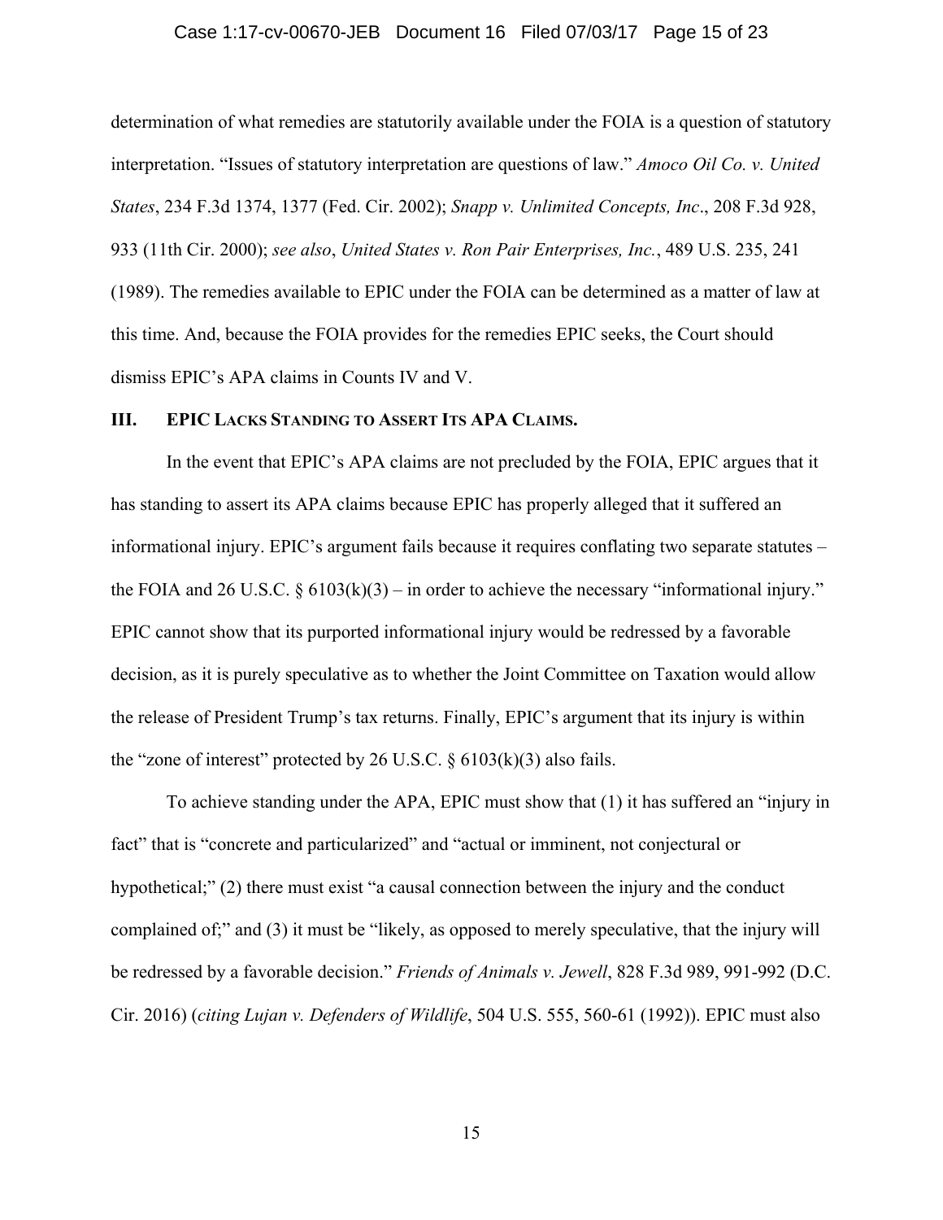determination of what remedies are statutorily available under the FOIA is a question of statutory interpretation. "Issues of statutory interpretation are questions of law." *Amoco Oil Co. v. United States*, 234 F.3d 1374, 1377 (Fed. Cir. 2002); *Snapp v. Unlimited Concepts, Inc*., 208 F.3d 928, 933 (11th Cir. 2000); *see also*, *United States v. Ron Pair Enterprises, Inc.*, 489 U.S. 235, 241 (1989). The remedies available to EPIC under the FOIA can be determined as a matter of law at this time. And, because the FOIA provides for the remedies EPIC seeks, the Court should dismiss EPIC's APA claims in Counts IV and V.

## III. EPIC LACKS STANDING TO ASSERT ITS APA CLAIMS.

In the event that EPIC's APA claims are not precluded by the FOIA, EPIC argues that it has standing to assert its APA claims because EPIC has properly alleged that it suffered an informational injury. EPIC's argument fails because it requires conflating two separate statutes – the FOIA and 26 U.S.C. § 6103(k)(3) – in order to achieve the necessary "informational injury." EPIC cannot show that its purported informational injury would be redressed by a favorable decision, as it is purely speculative as to whether the Joint Committee on Taxation would allow the release of President Trump's tax returns. Finally, EPIC's argument that its injury is within the "zone of interest" protected by 26 U.S.C. § 6103(k)(3) also fails.

To achieve standing under the APA, EPIC must show that (1) it has suffered an "injury in fact" that is "concrete and particularized" and "actual or imminent, not conjectural or hypothetical;" (2) there must exist "a causal connection between the injury and the conduct complained of;" and (3) it must be "likely, as opposed to merely speculative, that the injury will be redressed by a favorable decision." *Friends of Animals v. Jewell*, 828 F.3d 989, 991-992 (D.C. Cir. 2016) (*citing Lujan v. Defenders of Wildlife*, 504 U.S. 555, 560-61 (1992)). EPIC must also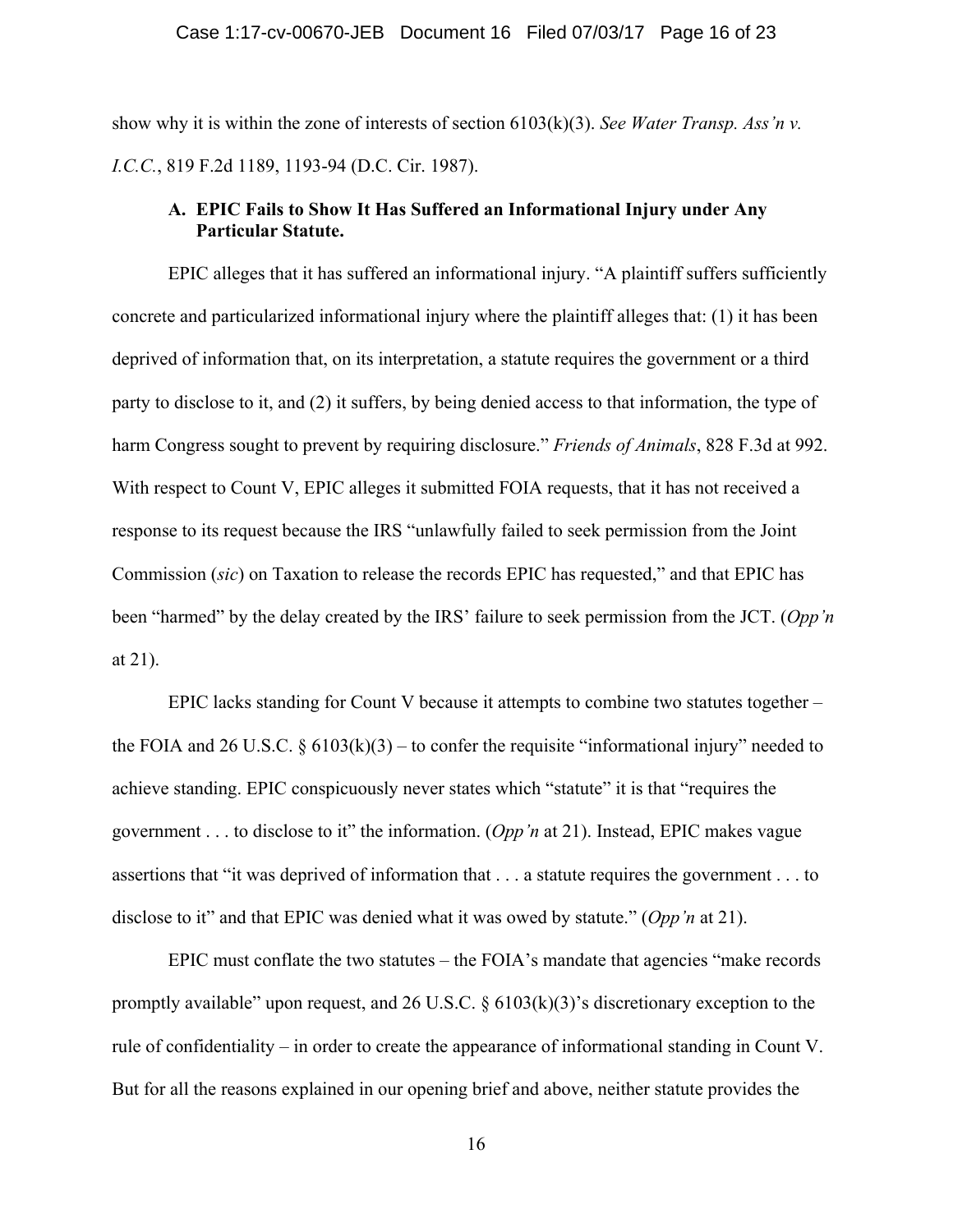show why it is within the zone of interests of section 6103(k)(3). *See Water Transp. Ass'n v. I.C.C.*, 819 F.2d 1189, 1193-94 (D.C. Cir. 1987).

### A. EPIC Fails to Show It Has Suffered an Informational Injury under Any Particular Statute.

EPIC alleges that it has suffered an informational injury. "A plaintiff suffers sufficiently concrete and particularized informational injury where the plaintiff alleges that: (1) it has been deprived of information that, on its interpretation, a statute requires the government or a third party to disclose to it, and (2) it suffers, by being denied access to that information, the type of harm Congress sought to prevent by requiring disclosure." *Friends of Animals*, 828 F.3d at 992. With respect to Count V, EPIC alleges it submitted FOIA requests, that it has not received a response to its request because the IRS "unlawfully failed to seek permission from the Joint Commission (*sic*) on Taxation to release the records EPIC has requested," and that EPIC has been "harmed" by the delay created by the IRS' failure to seek permission from the JCT. (*Opp'n* at 21).

EPIC lacks standing for Count V because it attempts to combine two statutes together – the FOIA and 26 U.S.C. § 6103(k)(3) – to confer the requisite "informational injury" needed to achieve standing. EPIC conspicuously never states which "statute" it is that "requires the government . . . to disclose to it" the information. (*Opp'n* at 21). Instead, EPIC makes vague assertions that "it was deprived of information that . . . a statute requires the government . . . to disclose to it" and that EPIC was denied what it was owed by statute." (*Opp'n* at 21).

EPIC must conflate the two statutes – the FOIA's mandate that agencies "make records promptly available" upon request, and 26 U.S.C. § 6103(k)(3)'s discretionary exception to the rule of confidentiality – in order to create the appearance of informational standing in Count V. But for all the reasons explained in our opening brief and above, neither statute provides the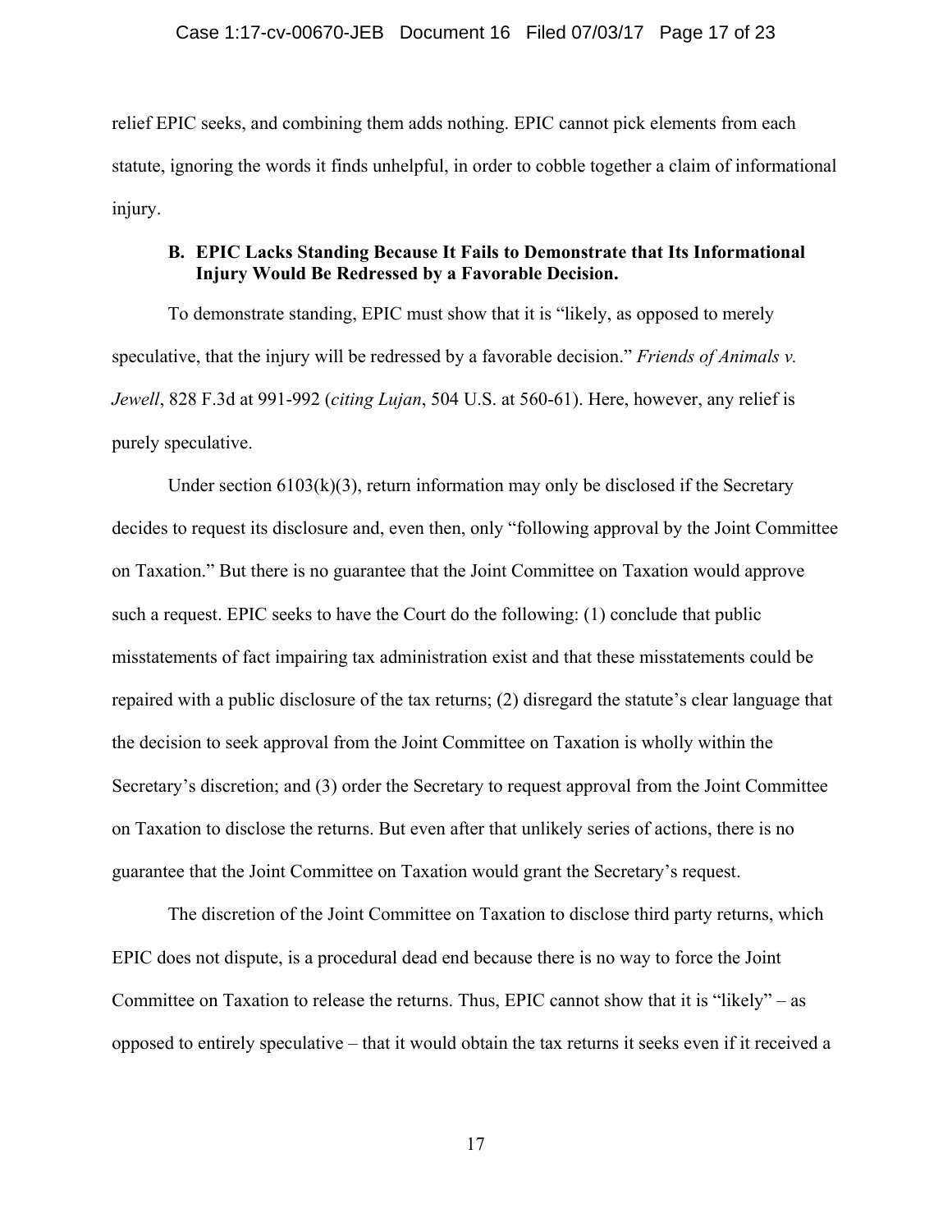relief EPIC seeks, and combining them adds nothing. EPIC cannot pick elements from each statute, ignoring the words it finds unhelpful, in order to cobble together a claim of informational injury.

### B. EPIC Lacks Standing Because It Fails to Demonstrate that Its Informational Injury Would Be Redressed by a Favorable Decision.

To demonstrate standing, EPIC must show that it is "likely, as opposed to merely speculative, that the injury will be redressed by a favorable decision." *Friends of Animals v. Jewell*, 828 F.3d at 991-992 (*citing Lujan*, 504 U.S. at 560-61). Here, however, any relief is purely speculative.

Under section 6103(k)(3), return information may only be disclosed if the Secretary decides to request its disclosure and, even then, only "following approval by the Joint Committee on Taxation." But there is no guarantee that the Joint Committee on Taxation would approve such a request. EPIC seeks to have the Court do the following: (1) conclude that public misstatements of fact impairing tax administration exist and that these misstatements could be repaired with a public disclosure of the tax returns; (2) disregard the statute's clear language that the decision to seek approval from the Joint Committee on Taxation is wholly within the Secretary's discretion; and (3) order the Secretary to request approval from the Joint Committee on Taxation to disclose the returns. But even after that unlikely series of actions, there is no guarantee that the Joint Committee on Taxation would grant the Secretary's request.

The discretion of the Joint Committee on Taxation to disclose third party returns, which EPIC does not dispute, is a procedural dead end because there is no way to force the Joint Committee on Taxation to release the returns. Thus, EPIC cannot show that it is "likely" – as opposed to entirely speculative – that it would obtain the tax returns it seeks even if it received a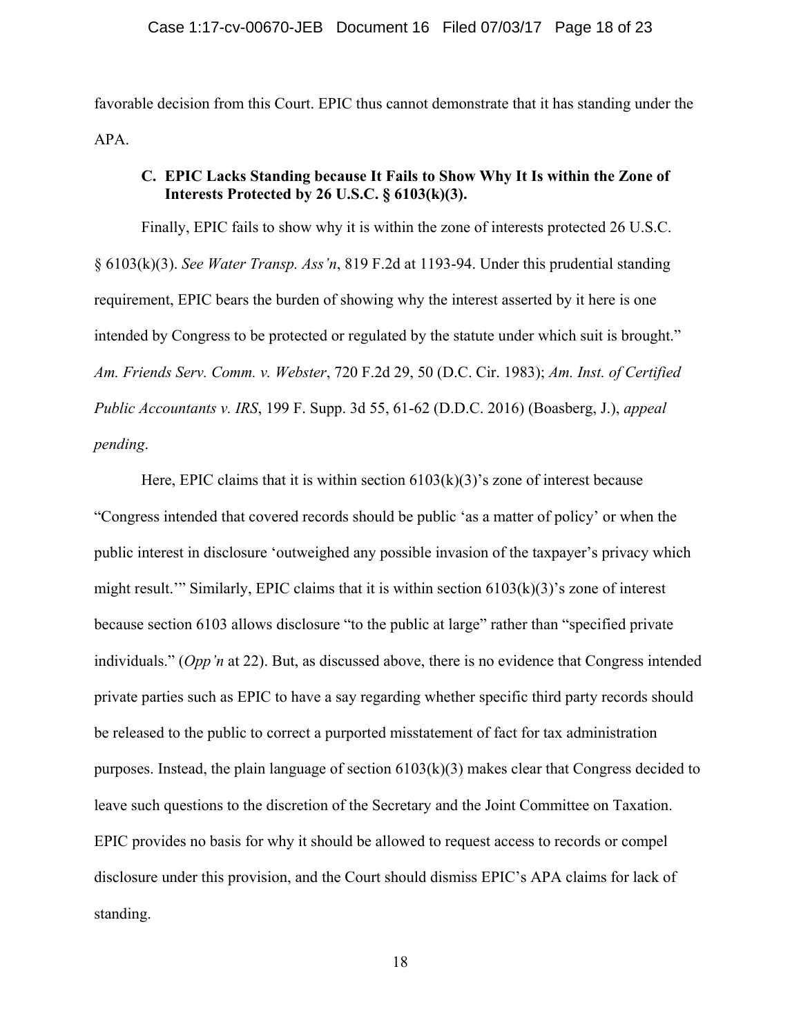favorable decision from this Court. EPIC thus cannot demonstrate that it has standing under the APA.

### C. EPIC Lacks Standing because It Fails to Show Why It Is within the Zone of Interests Protected by 26 U.S.C. § 6103(k)(3).

Finally, EPIC fails to show why it is within the zone of interests protected 26 U.S.C. § 6103(k)(3). *See Water Transp. Ass'n*, 819 F.2d at 1193-94. Under this prudential standing requirement, EPIC bears the burden of showing why the interest asserted by it here is one intended by Congress to be protected or regulated by the statute under which suit is brought." *Am. Friends Serv. Comm. v. Webster*, 720 F.2d 29, 50 (D.C. Cir. 1983); *Am. Inst. of Certified Public Accountants v. IRS*, 199 F. Supp. 3d 55, 61-62 (D.D.C. 2016) (Boasberg, J.), *appeal pending*.

Here, EPIC claims that it is within section 6103(k)(3)'s zone of interest because "Congress intended that covered records should be public 'as a matter of policy' or when the public interest in disclosure 'outweighed any possible invasion of the taxpayer's privacy which might result.'" Similarly, EPIC claims that it is within section 6103(k)(3)'s zone of interest because section 6103 allows disclosure "to the public at large" rather than "specified private individuals." (*Opp'n* at 22). But, as discussed above, there is no evidence that Congress intended private parties such as EPIC to have a say regarding whether specific third party records should be released to the public to correct a purported misstatement of fact for tax administration purposes. Instead, the plain language of section 6103(k)(3) makes clear that Congress decided to leave such questions to the discretion of the Secretary and the Joint Committee on Taxation. EPIC provides no basis for why it should be allowed to request access to records or compel disclosure under this provision, and the Court should dismiss EPIC's APA claims for lack of standing.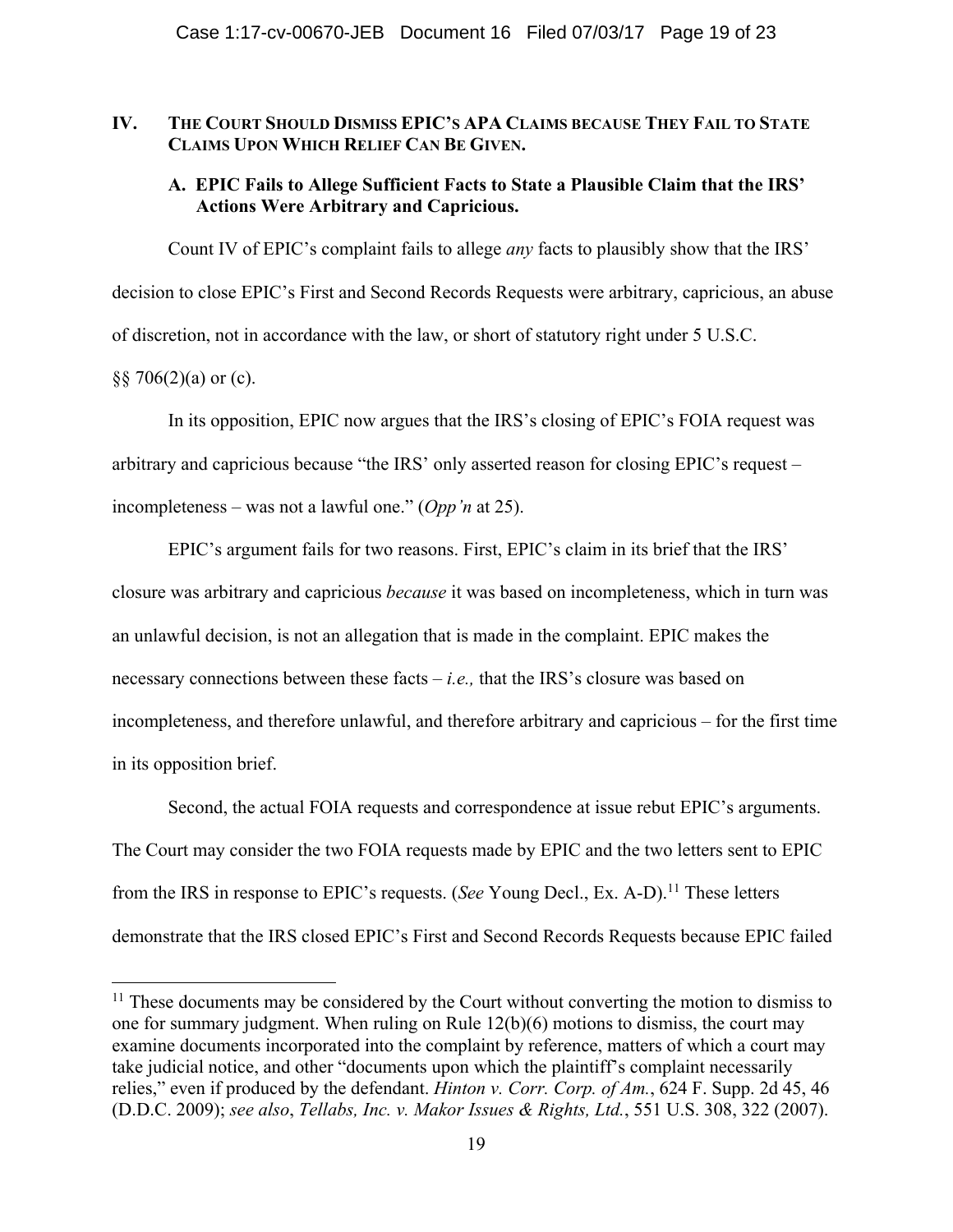## IV. THE COURT SHOULD DISMISS EPIC'S APA CLAIMS BECAUSE THEY FAIL TO STATE CLAIMS UPON WHICH RELIEF CAN BE GIVEN.

### A. EPIC Fails to Allege Sufficient Facts to State a Plausible Claim that the IRS' Actions Were Arbitrary and Capricious.

Count IV of EPIC's complaint fails to allege *any* facts to plausibly show that the IRS' decision to close EPIC's First and Second Records Requests were arbitrary, capricious, an abuse of discretion, not in accordance with the law, or short of statutory right under 5 U.S.C. §§ 706(2)(a) or (c).

In its opposition, EPIC now argues that the IRS's closing of EPIC's FOIA request was arbitrary and capricious because "the IRS' only asserted reason for closing EPIC's request – incompleteness – was not a lawful one." (*Opp'n* at 25).

EPIC's argument fails for two reasons. First, EPIC's claim in its brief that the IRS' closure was arbitrary and capricious *because* it was based on incompleteness, which in turn was an unlawful decision, is not an allegation that is made in the complaint. EPIC makes the necessary connections between these facts – *i.e.,* that the IRS's closure was based on incompleteness, and therefore unlawful, and therefore arbitrary and capricious – for the first time in its opposition brief.

Second, the actual FOIA requests and correspondence at issue rebut EPIC's arguments. The Court may consider the two FOIA requests made by EPIC and the two letters sent to EPIC from the IRS in response to EPIC's requests. (*See* Young Decl., Ex. A-D).[11] These letters demonstrate that the IRS closed EPIC's First and Second Records Requests because EPIC failed

---

[11] These documents may be considered by the Court without converting the motion to dismiss to one for summary judgment. When ruling on Rule 12(b)(6) motions to dismiss, the court may examine documents incorporated into the complaint by reference, matters of which a court may take judicial notice, and other "documents upon which the plaintiff's complaint necessarily relies," even if produced by the defendant. *Hinton v. Corr. Corp. of Am.*, 624 F. Supp. 2d 45, 46 (D.D.C. 2009); *see also*, *Tellabs, Inc. v. Makor Issues & Rights, Ltd.*, 551 U.S. 308, 322 (2007).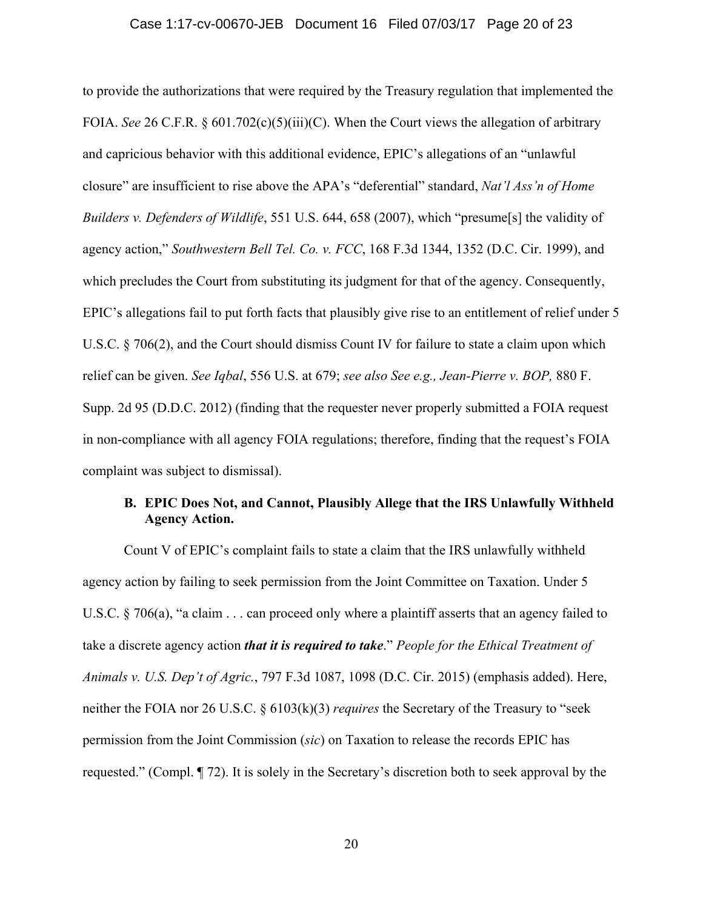to provide the authorizations that were required by the Treasury regulation that implemented the FOIA. *See* 26 C.F.R. § 601.702(c)(5)(iii)(C). When the Court views the allegation of arbitrary and capricious behavior with this additional evidence, EPIC's allegations of an "unlawful closure" are insufficient to rise above the APA's "deferential" standard, *Nat'l Ass'n of Home Builders v. Defenders of Wildlife*, 551 U.S. 644, 658 (2007), which "presume[s] the validity of agency action," *Southwestern Bell Tel. Co. v. FCC*, 168 F.3d 1344, 1352 (D.C. Cir. 1999), and which precludes the Court from substituting its judgment for that of the agency. Consequently, EPIC's allegations fail to put forth facts that plausibly give rise to an entitlement of relief under 5 U.S.C. § 706(2), and the Court should dismiss Count IV for failure to state a claim upon which relief can be given. *See Iqbal*, 556 U.S. at 679; *see also See e.g., Jean-Pierre v. BOP,* 880 F. Supp. 2d 95 (D.D.C. 2012) (finding that the requester never properly submitted a FOIA request in non-compliance with all agency FOIA regulations; therefore, finding that the request's FOIA complaint was subject to dismissal).

### B. EPIC Does Not, and Cannot, Plausibly Allege that the IRS Unlawfully Withheld Agency Action.

Count V of EPIC's complaint fails to state a claim that the IRS unlawfully withheld agency action by failing to seek permission from the Joint Committee on Taxation. Under 5 U.S.C. § 706(a), "a claim . . . can proceed only where a plaintiff asserts that an agency failed to take a discrete agency action ***that it is required to take***." *People for the Ethical Treatment of Animals v. U.S. Dep't of Agric.*, 797 F.3d 1087, 1098 (D.C. Cir. 2015) (emphasis added). Here, neither the FOIA nor 26 U.S.C. § 6103(k)(3) *requires* the Secretary of the Treasury to "seek permission from the Joint Commission (*sic*) on Taxation to release the records EPIC has requested." (Compl. ¶ 72). It is solely in the Secretary's discretion both to seek approval by the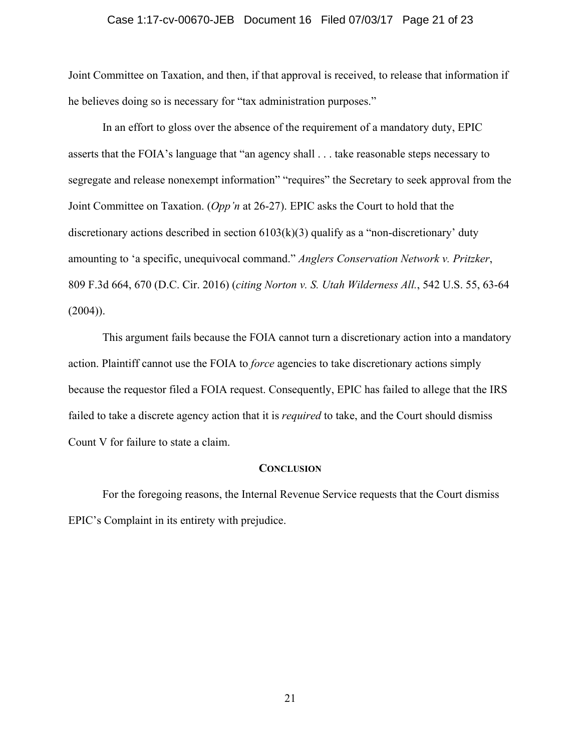Joint Committee on Taxation, and then, if that approval is received, to release that information if he believes doing so is necessary for "tax administration purposes."

In an effort to gloss over the absence of the requirement of a mandatory duty, EPIC asserts that the FOIA's language that "an agency shall . . . take reasonable steps necessary to segregate and release nonexempt information" "requires" the Secretary to seek approval from the Joint Committee on Taxation. (*Opp'n* at 26-27). EPIC asks the Court to hold that the discretionary actions described in section 6103(k)(3) qualify as a "non-discretionary' duty amounting to 'a specific, unequivocal command." *Anglers Conservation Network v. Pritzker*, 809 F.3d 664, 670 (D.C. Cir. 2016) (*citing Norton v. S. Utah Wilderness All.*, 542 U.S. 55, 63-64 (2004)).

This argument fails because the FOIA cannot turn a discretionary action into a mandatory action. Plaintiff cannot use the FOIA to *force* agencies to take discretionary actions simply because the requestor filed a FOIA request. Consequently, EPIC has failed to allege that the IRS failed to take a discrete agency action that it is *required* to take, and the Court should dismiss Count V for failure to state a claim.

## CONCLUSION

For the foregoing reasons, the Internal Revenue Service requests that the Court dismiss EPIC's Complaint in its entirety with prejudice.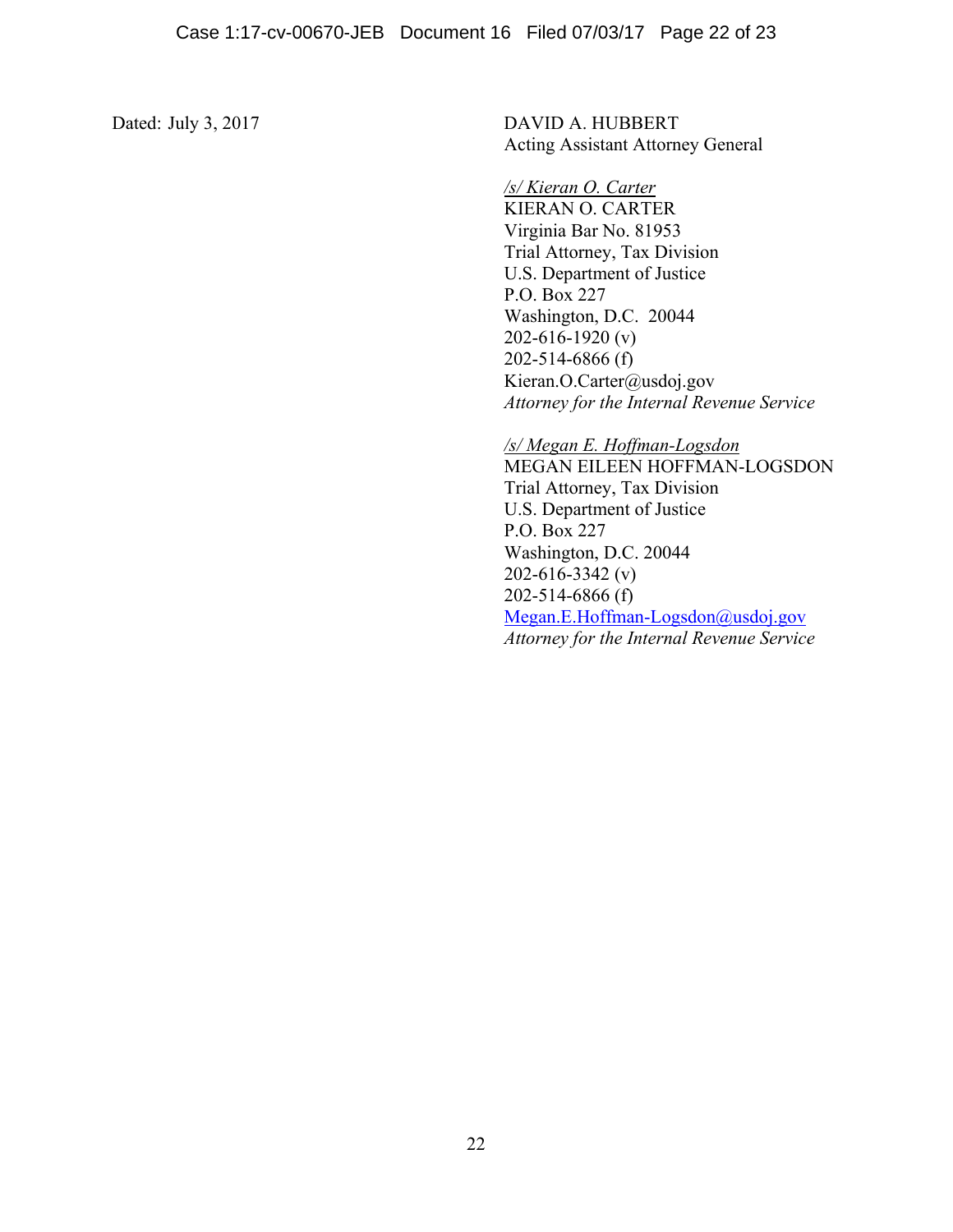Dated: July 3, 2017

DAVID A. HUBBERT
Acting Assistant Attorney General

*/s/ Kieran O. Carter*
KIERAN O. CARTER
Virginia Bar No. 81953
Trial Attorney, Tax Division
U.S. Department of Justice
P.O. Box 227
Washington, D.C. 20044
202-616-1920 (v)
202-514-6866 (f)
Kieran.O.Carter@usdoj.gov
*Attorney for the Internal Revenue Service*

*/s/ Megan E. Hoffman-Logsdon*
MEGAN EILEEN HOFFMAN-LOGSDON
Trial Attorney, Tax Division
U.S. Department of Justice
P.O. Box 227
Washington, D.C. 20044
202-616-3342 (v)
202-514-6866 (f)
Megan.E.Hoffman-Logsdon@usdoj.gov
*Attorney for the Internal Revenue Service*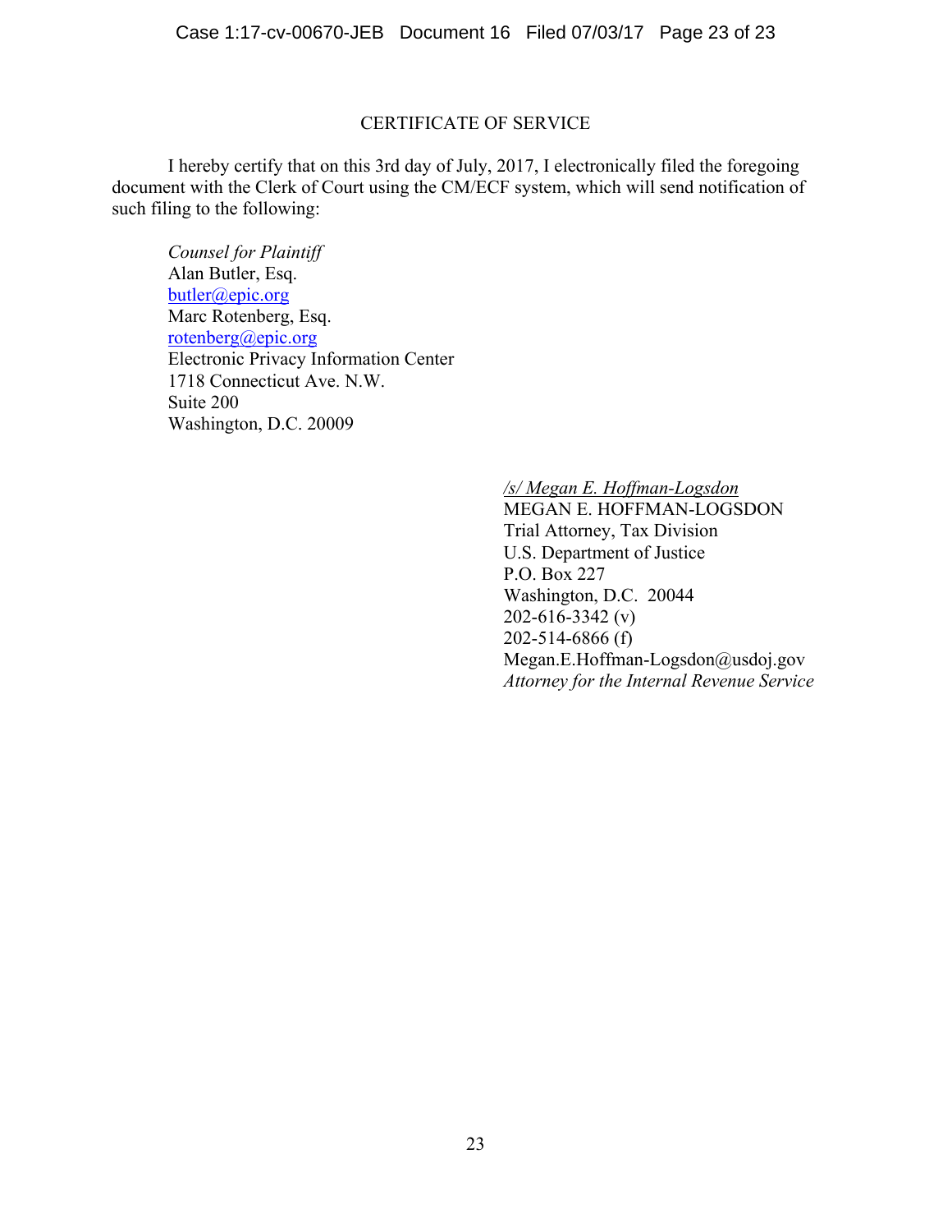## CERTIFICATE OF SERVICE

I hereby certify that on this 3rd day of July, 2017, I electronically filed the foregoing document with the Clerk of Court using the CM/ECF system, which will send notification of such filing to the following:

*Counsel for Plaintiff*
Alan Butler, Esq.
butler@epic.org
Marc Rotenberg, Esq.
rotenberg@epic.org
Electronic Privacy Information Center
1718 Connecticut Ave. N.W.
Suite 200
Washington, D.C. 20009

*/s/ Megan E. Hoffman-Logsdon*
MEGAN E. HOFFMAN-LOGSDON
Trial Attorney, Tax Division
U.S. Department of Justice
P.O. Box 227
Washington, D.C. 20044
202-616-3342 (v)
202-514-6866 (f)
Megan.E.Hoffman-Logsdon@usdoj.gov
*Attorney for the Internal Revenue Service*